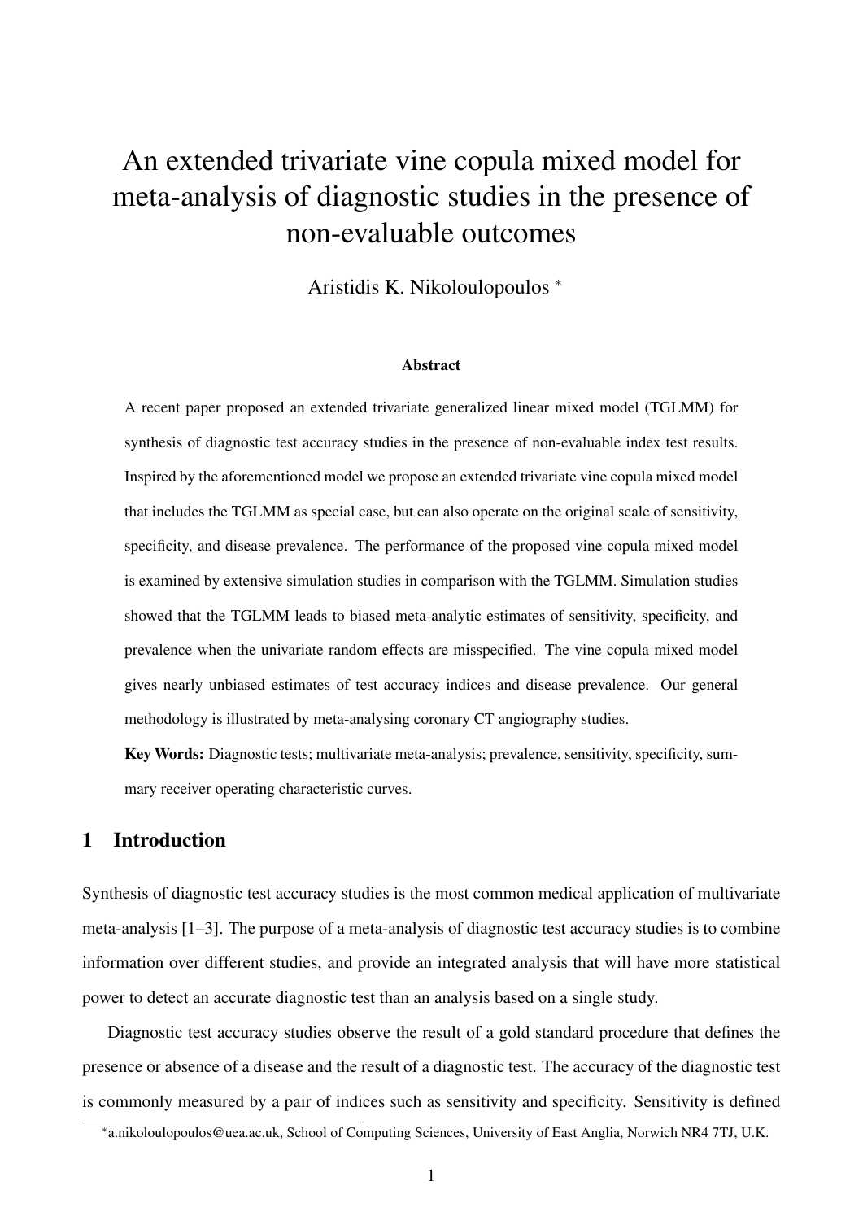# An extended trivariate vine copula mixed model for meta-analysis of diagnostic studies in the presence of non-evaluable outcomes

Aristidis K. Nikoloulopoulos [*]

### Abstract

A recent paper proposed an extended trivariate generalized linear mixed model (TGLMM) for synthesis of diagnostic test accuracy studies in the presence of non-evaluable index test results. Inspired by the aforementioned model we propose an extended trivariate vine copula mixed model that includes the TGLMM as special case, but can also operate on the original scale of sensitivity, specificity, and disease prevalence. The performance of the proposed vine copula mixed model is examined by extensive simulation studies in comparison with the TGLMM. Simulation studies showed that the TGLMM leads to biased meta-analytic estimates of sensitivity, specificity, and prevalence when the univariate random effects are misspecified. The vine copula mixed model gives nearly unbiased estimates of test accuracy indices and disease prevalence. Our general methodology is illustrated by meta-analysing coronary CT angiography studies.

**Key Words:** Diagnostic tests; multivariate meta-analysis; prevalence, sensitivity, specificity, summary receiver operating characteristic curves.

## 1 Introduction

Synthesis of diagnostic test accuracy studies is the most common medical application of multivariate meta-analysis [1–3]. The purpose of a meta-analysis of diagnostic test accuracy studies is to combine information over different studies, and provide an integrated analysis that will have more statistical power to detect an accurate diagnostic test than an analysis based on a single study.

Diagnostic test accuracy studies observe the result of a gold standard procedure that defines the presence or absence of a disease and the result of a diagnostic test. The accuracy of the diagnostic test is commonly measured by a pair of indices such as sensitivity and specificity. Sensitivity is defined

[*] a.nikoloulopoulos@uea.ac.uk, School of Computing Sciences, University of East Anglia, Norwich NR4 7TJ, U.K.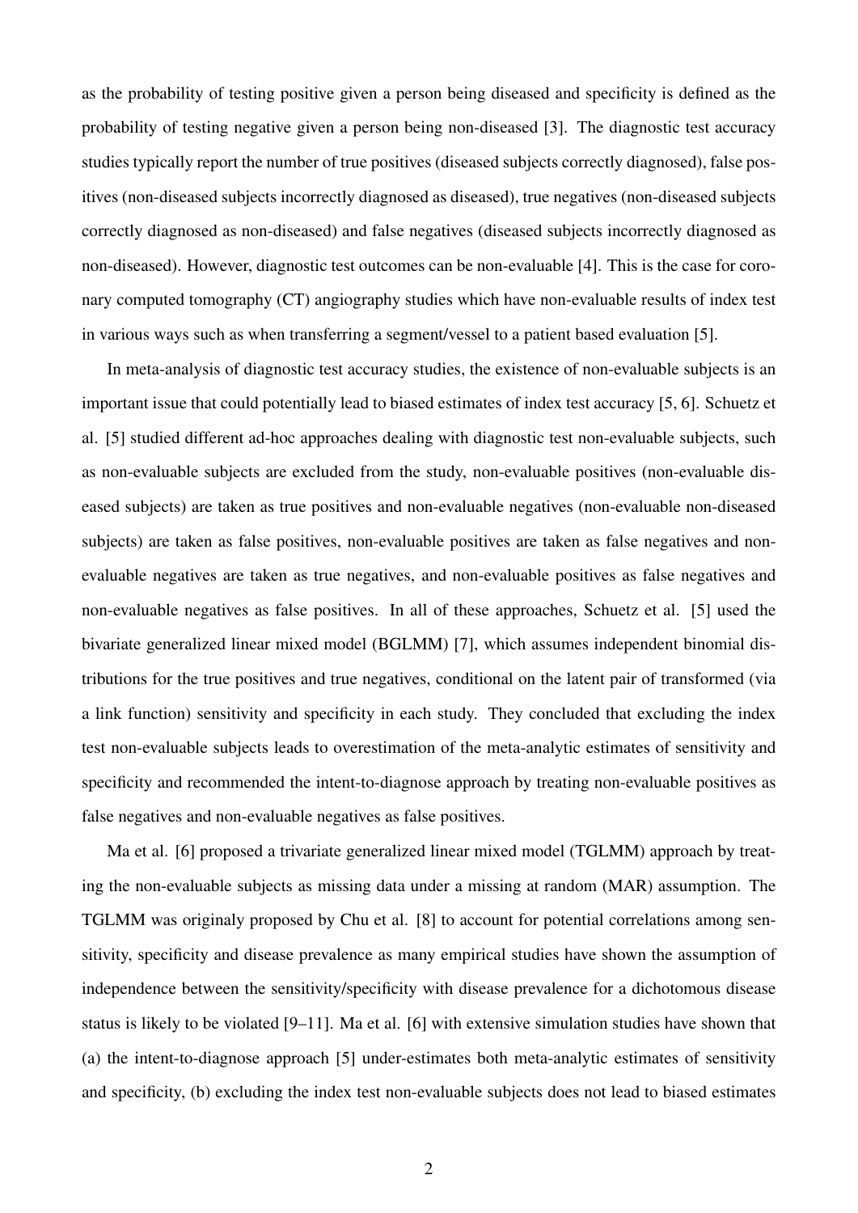as the probability of testing positive given a person being diseased and specificity is defined as the probability of testing negative given a person being non-diseased [3]. The diagnostic test accuracy studies typically report the number of true positives (diseased subjects correctly diagnosed), false positives (non-diseased subjects incorrectly diagnosed as diseased), true negatives (non-diseased subjects correctly diagnosed as non-diseased) and false negatives (diseased subjects incorrectly diagnosed as non-diseased). However, diagnostic test outcomes can be non-evaluable [4]. This is the case for coronary computed tomography (CT) angiography studies which have non-evaluable results of index test in various ways such as when transferring a segment/vessel to a patient based evaluation [5].

In meta-analysis of diagnostic test accuracy studies, the existence of non-evaluable subjects is an important issue that could potentially lead to biased estimates of index test accuracy [5, 6]. Schuetz et al. [5] studied different ad-hoc approaches dealing with diagnostic test non-evaluable subjects, such as non-evaluable subjects are excluded from the study, non-evaluable positives (non-evaluable diseased subjects) are taken as true positives and non-evaluable negatives (non-evaluable non-diseased subjects) are taken as false positives, non-evaluable positives are taken as false negatives and non-evaluable negatives are taken as true negatives, and non-evaluable positives as false negatives and non-evaluable negatives as false positives. In all of these approaches, Schuetz et al. [5] used the bivariate generalized linear mixed model (BGLMM) [7], which assumes independent binomial distributions for the true positives and true negatives, conditional on the latent pair of transformed (via a link function) sensitivity and specificity in each study. They concluded that excluding the index test non-evaluable subjects leads to overestimation of the meta-analytic estimates of sensitivity and specificity and recommended the intent-to-diagnose approach by treating non-evaluable positives as false negatives and non-evaluable negatives as false positives.

Ma et al. [6] proposed a trivariate generalized linear mixed model (TGLMM) approach by treating the non-evaluable subjects as missing data under a missing at random (MAR) assumption. The TGLMM was originaly proposed by Chu et al. [8] to account for potential correlations among sensitivity, specificity and disease prevalence as many empirical studies have shown the assumption of independence between the sensitivity/specificity with disease prevalence for a dichotomous disease status is likely to be violated [9–11]. Ma et al. [6] with extensive simulation studies have shown that (a) the intent-to-diagnose approach [5] under-estimates both meta-analytic estimates of sensitivity and specificity, (b) excluding the index test non-evaluable subjects does not lead to biased estimates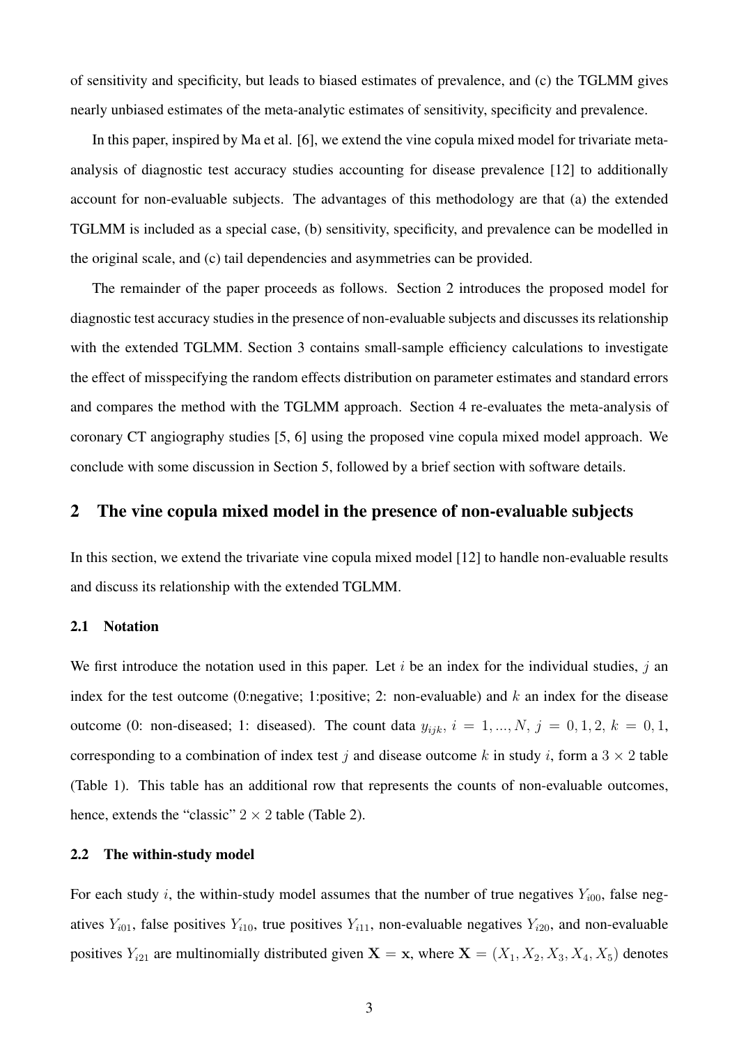of sensitivity and specificity, but leads to biased estimates of prevalence, and (c) the TGLMM gives nearly unbiased estimates of the meta-analytic estimates of sensitivity, specificity and prevalence.

In this paper, inspired by Ma et al. [6], we extend the vine copula mixed model for trivariate meta-analysis of diagnostic test accuracy studies accounting for disease prevalence [12] to additionally account for non-evaluable subjects. The advantages of this methodology are that (a) the extended TGLMM is included as a special case, (b) sensitivity, specificity, and prevalence can be modelled in the original scale, and (c) tail dependencies and asymmetries can be provided.

The remainder of the paper proceeds as follows. Section 2 introduces the proposed model for diagnostic test accuracy studies in the presence of non-evaluable subjects and discusses its relationship with the extended TGLMM. Section 3 contains small-sample efficiency calculations to investigate the effect of misspecifying the random effects distribution on parameter estimates and standard errors and compares the method with the TGLMM approach. Section 4 re-evaluates the meta-analysis of coronary CT angiography studies [5, 6] using the proposed vine copula mixed model approach. We conclude with some discussion in Section 5, followed by a brief section with software details.

## 2 The vine copula mixed model in the presence of non-evaluable subjects

In this section, we extend the trivariate vine copula mixed model [12] to handle non-evaluable results and discuss its relationship with the extended TGLMM.

### 2.1 Notation

We first introduce the notation used in this paper. Let $i$ be an index for the individual studies, $j$ an index for the test outcome (0:negative; 1:positive; 2: non-evaluable) and $k$ an index for the disease outcome (0: non-diseased; 1: diseased). The count data $y_{ijk}$, $i = 1, ..., N$, $j = 0, 1, 2$, $k = 0, 1$, corresponding to a combination of index test $j$ and disease outcome $k$ in study $i$, form a $3 \times 2$ table (Table 1). This table has an additional row that represents the counts of non-evaluable outcomes, hence, extends the "classic" $2 \times 2$ table (Table 2).

### 2.2 The within-study model

For each study $i$, the within-study model assumes that the number of true negatives $Y_{i00}$, false negatives $Y_{i01}$, false positives $Y_{i10}$, true positives $Y_{i11}$, non-evaluable negatives $Y_{i20}$, and non-evaluable positives $Y_{i21}$ are multinomially distributed given $\mathbf{X} = \mathbf{x}$, where $\mathbf{X} = (X_1, X_2, X_3, X_4, X_5)$ denotes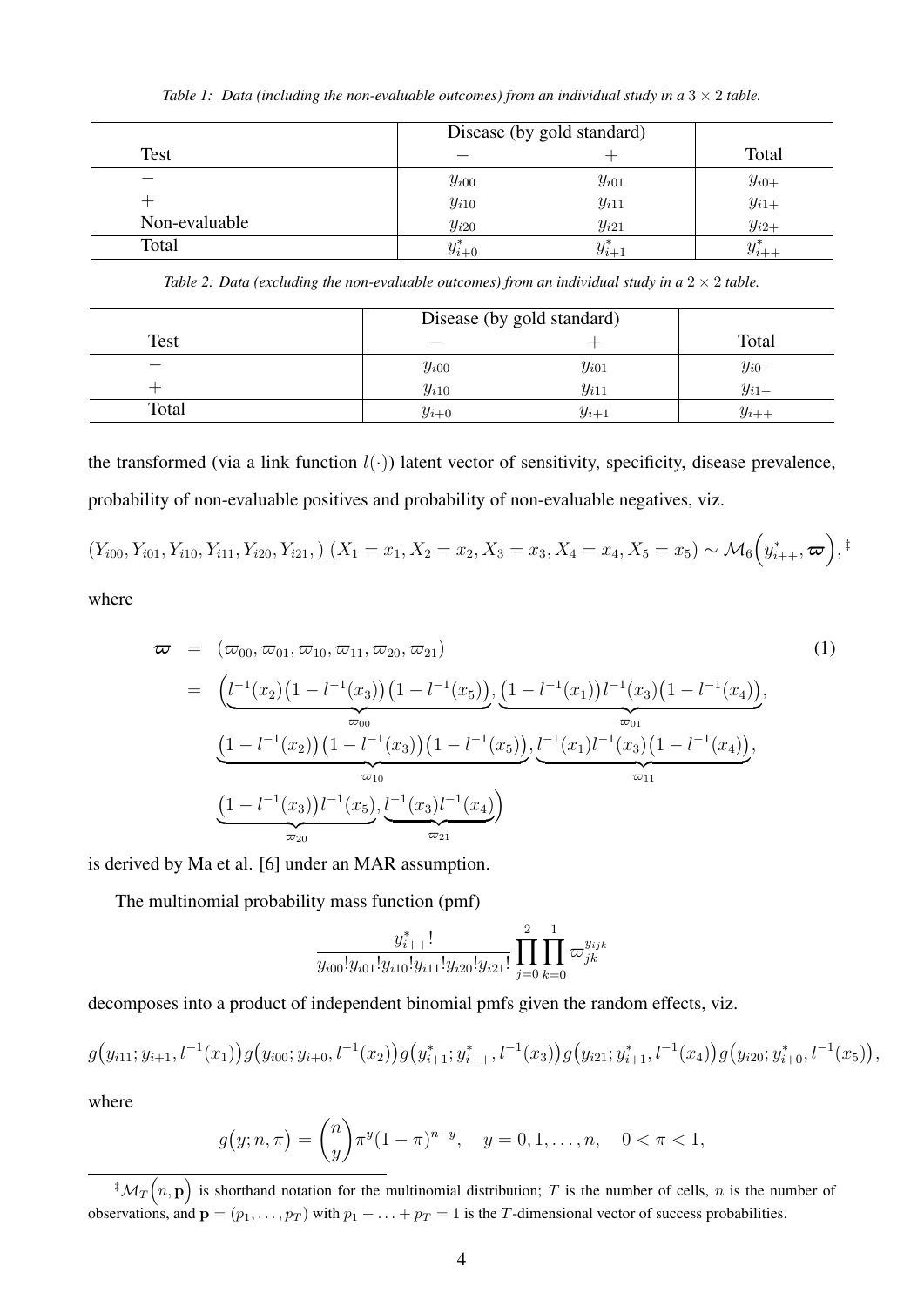*Table 1: Data (including the non-evaluable outcomes) from an individual study in a $3 \times 2$ table.*

| | Disease (by gold standard) | | |
|---|---|---|---|
| Test | $-$ | $+$ | Total |
| $-$ | $y_{i00}$ | $y_{i01}$ | $y_{i0+}$ |
| $+$ | $y_{i10}$ | $y_{i11}$ | $y_{i1+}$ |
| Non-evaluable | $y_{i20}$ | $y_{i21}$ | $y_{i2+}$ |
| Total | $y^*_{i+0}$ | $y^*_{i+1}$ | $y^*_{i++}$ |

*Table 2: Data (excluding the non-evaluable outcomes) from an individual study in a $2 \times 2$ table.*

| | Disease (by gold standard) | | |
|---|---|---|---|
| Test | $-$ | $+$ | Total |
| $-$ | $y_{i00}$ | $y_{i01}$ | $y_{i0+}$ |
| $+$ | $y_{i10}$ | $y_{i11}$ | $y_{i1+}$ |
| Total | $y_{i+0}$ | $y_{i+1}$ | $y_{i++}$ |

the transformed (via a link function $l(\cdot)$) latent vector of sensitivity, specificity, disease prevalence, probability of non-evaluable positives and probability of non-evaluable negatives, viz.

$$(Y_{i00}, Y_{i01}, Y_{i10}, Y_{i11}, Y_{i20}, Y_{i21}, )|(X_1 = x_1, X_2 = x_2, X_3 = x_3, X_4 = x_4, X_5 = x_5) \sim \mathcal{M}_6\Big(y^*_{i++}, \boldsymbol{\varpi}\Big),^{\ddagger}$$

where

$$\begin{aligned}
\boldsymbol{\varpi} &= (\varpi_{00}, \varpi_{01}, \varpi_{10}, \varpi_{11}, \varpi_{20}, \varpi_{21}) \qquad (1)\\
&= \Big(\underbrace{l^{-1}(x_2)\big(1 - l^{-1}(x_3)\big)\big(1 - l^{-1}(x_5)\big)}_{\varpi_{00}}, \underbrace{\big(1 - l^{-1}(x_1)\big)l^{-1}(x_3)\big(1 - l^{-1}(x_4)\big)}_{\varpi_{01}},\\
&\quad \underbrace{\big(1 - l^{-1}(x_2)\big)\big(1 - l^{-1}(x_3)\big)\big(1 - l^{-1}(x_5)\big)}_{\varpi_{10}}, \underbrace{l^{-1}(x_1)l^{-1}(x_3)\big(1 - l^{-1}(x_4)\big)}_{\varpi_{11}},\\
&\quad \underbrace{\big(1 - l^{-1}(x_3)\big)l^{-1}(x_5)}_{\varpi_{20}}, \underbrace{l^{-1}(x_3)l^{-1}(x_4)}_{\varpi_{21}}\Big)
\end{aligned}$$

is derived by Ma et al. [6] under an MAR assumption.

The multinomial probability mass function (pmf)

$$\frac{y^*_{i++}!}{y_{i00}!y_{i01}!y_{i10}!y_{i11}!y_{i20}!y_{i21}!}\prod_{j=0}^{2}\prod_{k=0}^{1}\varpi_{jk}^{y_{ijk}}$$

decomposes into a product of independent binomial pmfs given the random effects, viz.

$$g\big(y_{i11}; y_{i+1}, l^{-1}(x_1)\big)g\big(y_{i00}; y_{i+0}, l^{-1}(x_2)\big)g\big(y^*_{i+1}; y^*_{i++}, l^{-1}(x_3)\big)g\big(y_{i21}; y^*_{i+1}, l^{-1}(x_4)\big)g\big(y_{i20}; y^*_{i+0}, l^{-1}(x_5)\big),$$

where

$$g\big(y; n, \pi\big) = \binom{n}{y}\pi^y(1-\pi)^{n-y}, \quad y = 0, 1, \ldots, n, \quad 0 < \pi < 1,$$

---

$^{\ddagger}\mathcal{M}_T\Big(n, \mathbf{p}\Big)$ is shorthand notation for the multinomial distribution; $T$ is the number of cells, $n$ is the number of observations, and $\mathbf{p} = (p_1, \ldots, p_T)$ with $p_1 + \ldots + p_T = 1$ is the $T$-dimensional vector of success probabilities.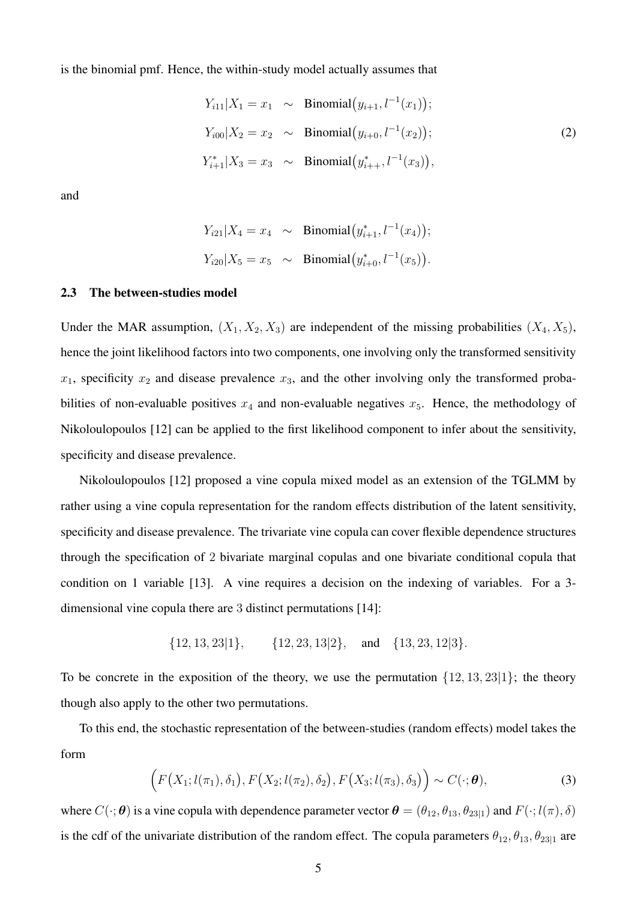is the binomial pmf. Hence, the within-study model actually assumes that

$$
\begin{aligned}
Y_{i11}|X_1 = x_1 &\sim \text{Binomial}\big(y_{i+1}, l^{-1}(x_1)\big); \\
Y_{i00}|X_2 = x_2 &\sim \text{Binomial}\big(y_{i+0}, l^{-1}(x_2)\big); \\
Y^{*}_{i+1}|X_3 = x_3 &\sim \text{Binomial}\big(y^{*}_{i++}, l^{-1}(x_3)\big),
\end{aligned}
\tag{2}
$$

and

$$
\begin{aligned}
Y_{i21}|X_4 = x_4 &\sim \text{Binomial}\big(y^{*}_{i+1}, l^{-1}(x_4)\big); \\
Y_{i20}|X_5 = x_5 &\sim \text{Binomial}\big(y^{*}_{i+0}, l^{-1}(x_5)\big).
\end{aligned}
$$

### 2.3 The between-studies model

Under the MAR assumption, $(X_1, X_2, X_3)$ are independent of the missing probabilities $(X_4, X_5)$, hence the joint likelihood factors into two components, one involving only the transformed sensitivity $x_1$, specificity $x_2$ and disease prevalence $x_3$, and the other involving only the transformed probabilities of non-evaluable positives $x_4$ and non-evaluable negatives $x_5$. Hence, the methodology of Nikoloulopoulos [12] can be applied to the first likelihood component to infer about the sensitivity, specificity and disease prevalence.

Nikoloulopoulos [12] proposed a vine copula mixed model as an extension of the TGLMM by rather using a vine copula representation for the random effects distribution of the latent sensitivity, specificity and disease prevalence. The trivariate vine copula can cover flexible dependence structures through the specification of 2 bivariate marginal copulas and one bivariate conditional copula that condition on 1 variable [13]. A vine requires a decision on the indexing of variables. For a 3-dimensional vine copula there are 3 distinct permutations [14]:

$$
\{12, 13, 23|1\}, \qquad \{12, 23, 13|2\}, \quad \text{and} \quad \{13, 23, 12|3\}.
$$

To be concrete in the exposition of the theory, we use the permutation $\{12, 13, 23|1\}$; the theory though also apply to the other two permutations.

To this end, the stochastic representation of the between-studies (random effects) model takes the form

$$
\Big(F\big(X_1; l(\pi_1), \delta_1\big), F\big(X_2; l(\pi_2), \delta_2\big), F\big(X_3; l(\pi_3), \delta_3\big)\Big) \sim C(\cdot; \boldsymbol{\theta}),
\tag{3}
$$

where $C(\cdot; \boldsymbol{\theta})$ is a vine copula with dependence parameter vector $\boldsymbol{\theta} = (\theta_{12}, \theta_{13}, \theta_{23|1})$ and $F(\cdot; l(\pi), \delta)$ is the cdf of the univariate distribution of the random effect. The copula parameters $\theta_{12}, \theta_{13}, \theta_{23|1}$ are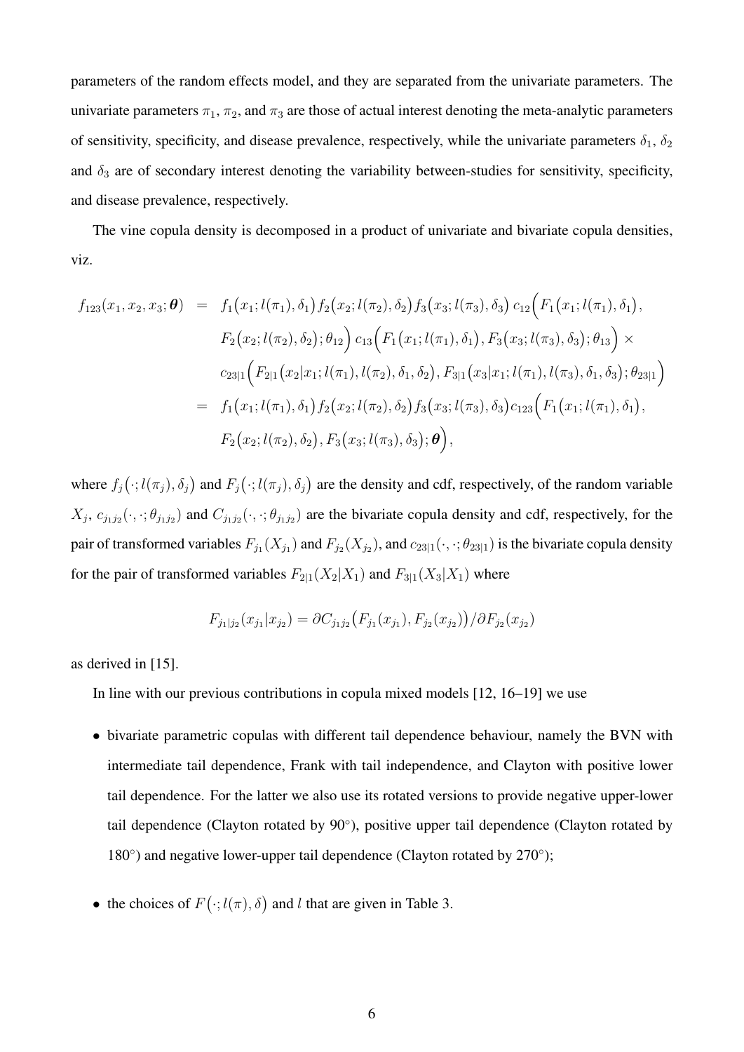parameters of the random effects model, and they are separated from the univariate parameters. The univariate parameters $\pi_1$, $\pi_2$, and $\pi_3$ are those of actual interest denoting the meta-analytic parameters of sensitivity, specificity, and disease prevalence, respectively, while the univariate parameters $\delta_1$, $\delta_2$ and $\delta_3$ are of secondary interest denoting the variability between-studies for sensitivity, specificity, and disease prevalence, respectively.

The vine copula density is decomposed in a product of univariate and bivariate copula densities, viz.

$$
\begin{aligned}
f_{123}(x_1, x_2, x_3; \boldsymbol{\theta}) &= f_1\big(x_1; l(\pi_1), \delta_1\big) f_2\big(x_2; l(\pi_2), \delta_2\big) f_3\big(x_3; l(\pi_3), \delta_3\big)\, c_{12}\Big(F_1\big(x_1; l(\pi_1), \delta_1\big), \\
&\quad F_2\big(x_2; l(\pi_2), \delta_2\big); \theta_{12}\Big)\, c_{13}\Big(F_1\big(x_1; l(\pi_1), \delta_1\big), F_3\big(x_3; l(\pi_3), \delta_3\big); \theta_{13}\Big) \times \\
&\quad c_{23|1}\Big(F_{2|1}\big(x_2|x_1; l(\pi_1), l(\pi_2), \delta_1, \delta_2\big), F_{3|1}\big(x_3|x_1; l(\pi_1), l(\pi_3), \delta_1, \delta_3\big); \theta_{23|1}\Big) \\
&= f_1\big(x_1; l(\pi_1), \delta_1\big) f_2\big(x_2; l(\pi_2), \delta_2\big) f_3\big(x_3; l(\pi_3), \delta_3\big) c_{123}\Big(F_1\big(x_1; l(\pi_1), \delta_1\big), \\
&\quad F_2\big(x_2; l(\pi_2), \delta_2\big), F_3\big(x_3; l(\pi_3), \delta_3\big); \boldsymbol{\theta}\Big),
\end{aligned}
$$

where $f_j\big(\cdot; l(\pi_j), \delta_j\big)$ and $F_j\big(\cdot; l(\pi_j), \delta_j\big)$ are the density and cdf, respectively, of the random variable $X_j$, $c_{j_1 j_2}(\cdot, \cdot; \theta_{j_1 j_2})$ and $C_{j_1 j_2}(\cdot, \cdot; \theta_{j_1 j_2})$ are the bivariate copula density and cdf, respectively, for the pair of transformed variables $F_{j_1}(X_{j_1})$ and $F_{j_2}(X_{j_2})$, and $c_{23|1}(\cdot, \cdot; \theta_{23|1})$ is the bivariate copula density for the pair of transformed variables $F_{2|1}(X_2|X_1)$ and $F_{3|1}(X_3|X_1)$ where

$$
F_{j_1|j_2}(x_{j_1}|x_{j_2}) = \partial C_{j_1 j_2}\big(F_{j_1}(x_{j_1}), F_{j_2}(x_{j_2})\big) / \partial F_{j_2}(x_{j_2})
$$

as derived in [15].

In line with our previous contributions in copula mixed models [12, 16–19] we use

- bivariate parametric copulas with different tail dependence behaviour, namely the BVN with intermediate tail dependence, Frank with tail independence, and Clayton with positive lower tail dependence. For the latter we also use its rotated versions to provide negative upper-lower tail dependence (Clayton rotated by 90°), positive upper tail dependence (Clayton rotated by 180°) and negative lower-upper tail dependence (Clayton rotated by 270°);

- the choices of $F\big(\cdot; l(\pi), \delta\big)$ and $l$ that are given in Table 3.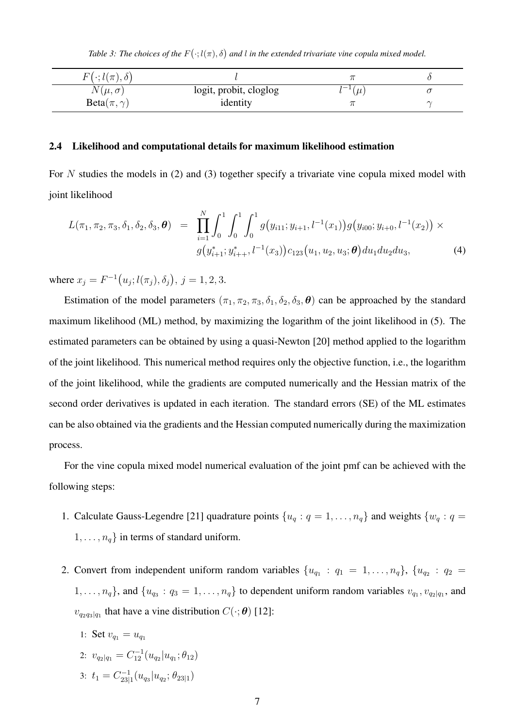*Table 3: The choices of the $F\big(\cdot; l(\pi), \delta\big)$ and $l$ in the extended trivariate vine copula mixed model.*

| $F\big(\cdot; l(\pi), \delta\big)$ | $l$ | $\pi$ | $\delta$ |
|---|---|---|---|
| $N(\mu, \sigma)$ | logit, probit, cloglog | $l^{-1}(\mu)$ | $\sigma$ |
| Beta$(\pi, \gamma)$ | identity | $\pi$ | $\gamma$ |

### 2.4 Likelihood and computational details for maximum likelihood estimation

For $N$ studies the models in (2) and (3) together specify a trivariate vine copula mixed model with joint likelihood

$$
\begin{aligned}
L(\pi_1, \pi_2, \pi_3, \delta_1, \delta_2, \delta_3, \boldsymbol{\theta}) \;=\; & \prod_{i=1}^{N} \int_0^1 \int_0^1 \int_0^1 g\big(y_{i11}; y_{i+1}, l^{-1}(x_1)\big) g\big(y_{i00}; y_{i+0}, l^{-1}(x_2)\big) \times \\
& g\big(y^*_{i+1}; y^*_{i++}, l^{-1}(x_3)\big) c_{123}\big(u_1, u_2, u_3; \boldsymbol{\theta}\big) du_1 du_2 du_3,
\end{aligned} \tag{4}
$$

where $x_j = F^{-1}\big(u_j; l(\pi_j), \delta_j\big),\ j = 1, 2, 3.$

Estimation of the model parameters $(\pi_1, \pi_2, \pi_3, \delta_1, \delta_2, \delta_3, \boldsymbol{\theta})$ can be approached by the standard maximum likelihood (ML) method, by maximizing the logarithm of the joint likelihood in (5). The estimated parameters can be obtained by using a quasi-Newton [20] method applied to the logarithm of the joint likelihood. This numerical method requires only the objective function, i.e., the logarithm of the joint likelihood, while the gradients are computed numerically and the Hessian matrix of the second order derivatives is updated in each iteration. The standard errors (SE) of the ML estimates can be also obtained via the gradients and the Hessian computed numerically during the maximization process.

For the vine copula mixed model numerical evaluation of the joint pmf can be achieved with the following steps:

1. Calculate Gauss-Legendre [21] quadrature points $\{u_q : q = 1, \ldots, n_q\}$ and weights $\{w_q : q = 1, \ldots, n_q\}$ in terms of standard uniform.

2. Convert from independent uniform random variables $\{u_{q_1} : q_1 = 1, \ldots, n_q\}$, $\{u_{q_2} : q_2 = 1, \ldots, n_q\}$, and $\{u_{q_3} : q_3 = 1, \ldots, n_q\}$ to dependent uniform random variables $v_{q_1}, v_{q_2|q_1}$, and $v_{q_2 q_3|q_1}$ that have a vine distribution $C(\cdot; \boldsymbol{\theta})$ [12]:

   1: Set $v_{q_1} = u_{q_1}$

   2: $v_{q_2|q_1} = C^{-1}_{12}(u_{q_2}|u_{q_1}; \theta_{12})$

   3: $t_1 = C^{-1}_{23|1}(u_{q_3}|u_{q_2}; \theta_{23|1})$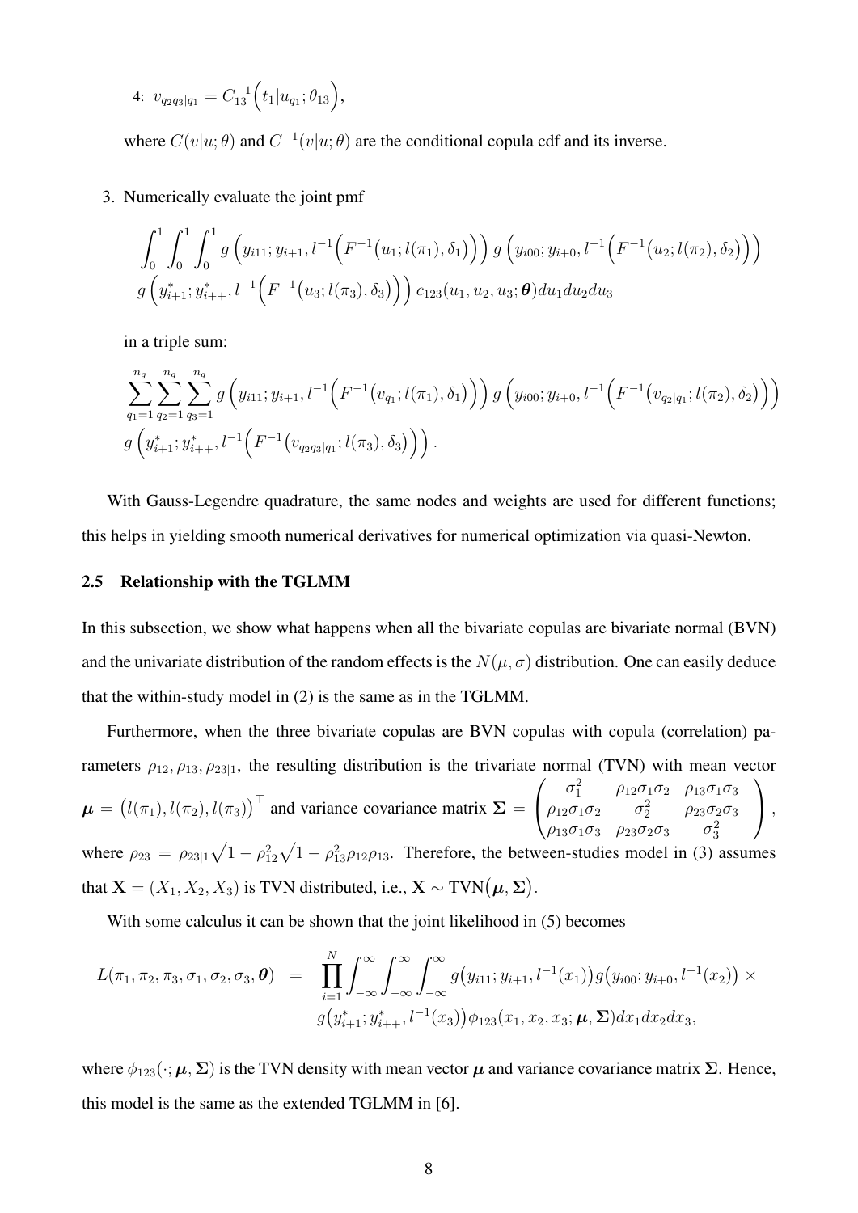4: $v_{q_2q_3|q_1} = C_{13}^{-1}\Big(t_1|u_{q_1};\theta_{13}\Big)$,

where $C(v|u;\theta)$ and $C^{-1}(v|u;\theta)$ are the conditional copula cdf and its inverse.

3. Numerically evaluate the joint pmf

$$\int_0^1\int_0^1\int_0^1 g\left(y_{i11};y_{i+1},l^{-1}\Big(F^{-1}\big(u_1;l(\pi_1),\delta_1\big)\Big)\right) g\left(y_{i00};y_{i+0},l^{-1}\Big(F^{-1}\big(u_2;l(\pi_2),\delta_2\big)\Big)\right)$$
$$g\left(y_{i+1}^*;y_{i++}^*,l^{-1}\Big(F^{-1}\big(u_3;l(\pi_3),\delta_3\big)\Big)\right) c_{123}(u_1,u_2,u_3;\boldsymbol{\theta})du_1du_2du_3$$

in a triple sum:

$$\sum_{q_1=1}^{n_q}\sum_{q_2=1}^{n_q}\sum_{q_3=1}^{n_q} g\left(y_{i11};y_{i+1},l^{-1}\Big(F^{-1}\big(v_{q_1};l(\pi_1),\delta_1\big)\Big)\right) g\left(y_{i00};y_{i+0},l^{-1}\Big(F^{-1}\big(v_{q_2|q_1};l(\pi_2),\delta_2\big)\Big)\right)$$
$$g\left(y_{i+1}^*;y_{i++}^*,l^{-1}\Big(F^{-1}\big(v_{q_2q_3|q_1};l(\pi_3),\delta_3\big)\Big)\right).$$

With Gauss-Legendre quadrature, the same nodes and weights are used for different functions; this helps in yielding smooth numerical derivatives for numerical optimization via quasi-Newton.

### 2.5 Relationship with the TGLMM

In this subsection, we show what happens when all the bivariate copulas are bivariate normal (BVN) and the univariate distribution of the random effects is the $N(\mu,\sigma)$ distribution. One can easily deduce that the within-study model in (2) is the same as in the TGLMM.

Furthermore, when the three bivariate copulas are BVN copulas with copula (correlation) parameters $\rho_{12},\rho_{13},\rho_{23|1}$, the resulting distribution is the trivariate normal (TVN) with mean vector $\boldsymbol{\mu} = \big(l(\pi_1),l(\pi_2),l(\pi_3)\big)^\top$ and variance covariance matrix $\boldsymbol{\Sigma} = \begin{pmatrix} \sigma_1^2 & \rho_{12}\sigma_1\sigma_2 & \rho_{13}\sigma_1\sigma_3 \\ \rho_{12}\sigma_1\sigma_2 & \sigma_2^2 & \rho_{23}\sigma_2\sigma_3 \\ \rho_{13}\sigma_1\sigma_3 & \rho_{23}\sigma_2\sigma_3 & \sigma_3^2 \end{pmatrix}$, where $\rho_{23} = \rho_{23|1}\sqrt{1-\rho_{12}^2}\sqrt{1-\rho_{13}^2}\rho_{12}\rho_{13}$. Therefore, the between-studies model in (3) assumes that $\mathbf{X}=(X_1,X_2,X_3)$ is TVN distributed, i.e., $\mathbf{X}\sim \text{TVN}\big(\boldsymbol{\mu},\boldsymbol{\Sigma}\big)$.

With some calculus it can be shown that the joint likelihood in (5) becomes

$$L(\pi_1,\pi_2,\pi_3,\sigma_1,\sigma_2,\sigma_3,\boldsymbol{\theta}) = \prod_{i=1}^N \int_{-\infty}^{\infty}\int_{-\infty}^{\infty}\int_{-\infty}^{\infty} g\big(y_{i11};y_{i+1},l^{-1}(x_1)\big) g\big(y_{i00};y_{i+0},l^{-1}(x_2)\big) \times$$
$$g\big(y_{i+1}^*;y_{i++}^*,l^{-1}(x_3)\big)\phi_{123}(x_1,x_2,x_3;\boldsymbol{\mu},\boldsymbol{\Sigma})dx_1dx_2dx_3,$$

where $\phi_{123}(\cdot;\boldsymbol{\mu},\boldsymbol{\Sigma})$ is the TVN density with mean vector $\boldsymbol{\mu}$ and variance covariance matrix $\boldsymbol{\Sigma}$. Hence, this model is the same as the extended TGLMM in [6].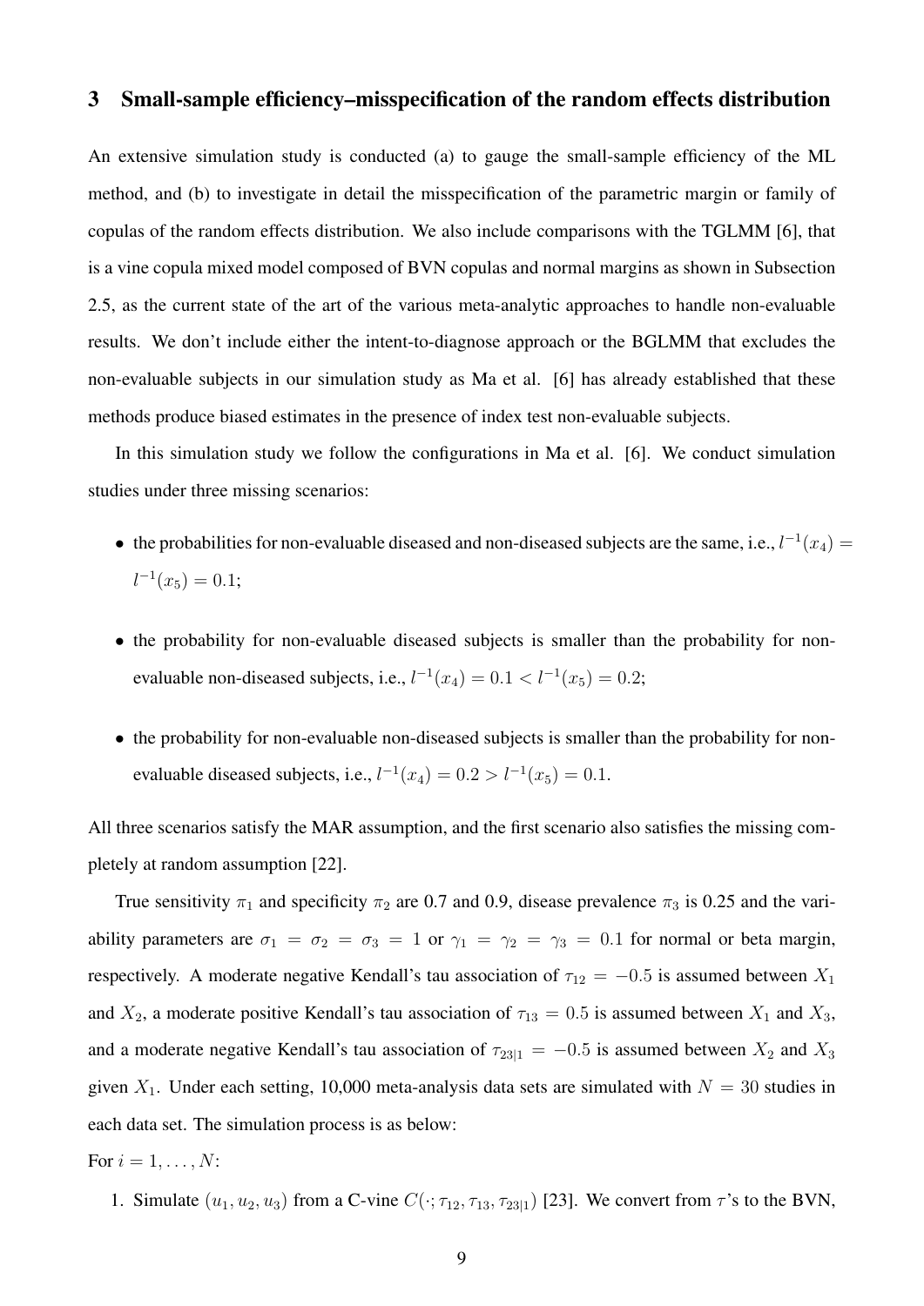## 3 Small-sample efficiency–misspecification of the random effects distribution

An extensive simulation study is conducted (a) to gauge the small-sample efficiency of the ML method, and (b) to investigate in detail the misspecification of the parametric margin or family of copulas of the random effects distribution. We also include comparisons with the TGLMM [6], that is a vine copula mixed model composed of BVN copulas and normal margins as shown in Subsection 2.5, as the current state of the art of the various meta-analytic approaches to handle non-evaluable results. We don't include either the intent-to-diagnose approach or the BGLMM that excludes the non-evaluable subjects in our simulation study as Ma et al. [6] has already established that these methods produce biased estimates in the presence of index test non-evaluable subjects.

In this simulation study we follow the configurations in Ma et al. [6]. We conduct simulation studies under three missing scenarios:

- the probabilities for non-evaluable diseased and non-diseased subjects are the same, i.e., $l^{-1}(x_4) = l^{-1}(x_5) = 0.1$;
- the probability for non-evaluable diseased subjects is smaller than the probability for non-evaluable non-diseased subjects, i.e., $l^{-1}(x_4) = 0.1 < l^{-1}(x_5) = 0.2$;
- the probability for non-evaluable non-diseased subjects is smaller than the probability for non-evaluable diseased subjects, i.e., $l^{-1}(x_4) = 0.2 > l^{-1}(x_5) = 0.1$.

All three scenarios satisfy the MAR assumption, and the first scenario also satisfies the missing completely at random assumption [22].

True sensitivity $\pi_1$ and specificity $\pi_2$ are 0.7 and 0.9, disease prevalence $\pi_3$ is 0.25 and the variability parameters are $\sigma_1 = \sigma_2 = \sigma_3 = 1$ or $\gamma_1 = \gamma_2 = \gamma_3 = 0.1$ for normal or beta margin, respectively. A moderate negative Kendall's tau association of $\tau_{12} = -0.5$ is assumed between $X_1$ and $X_2$, a moderate positive Kendall's tau association of $\tau_{13} = 0.5$ is assumed between $X_1$ and $X_3$, and a moderate negative Kendall's tau association of $\tau_{23|1} = -0.5$ is assumed between $X_2$ and $X_3$ given $X_1$. Under each setting, 10,000 meta-analysis data sets are simulated with $N = 30$ studies in each data set. The simulation process is as below:

For $i = 1, \ldots, N$:

1. Simulate $(u_1, u_2, u_3)$ from a C-vine $C(\cdot; \tau_{12}, \tau_{13}, \tau_{23|1})$ [23]. We convert from $\tau$'s to the BVN,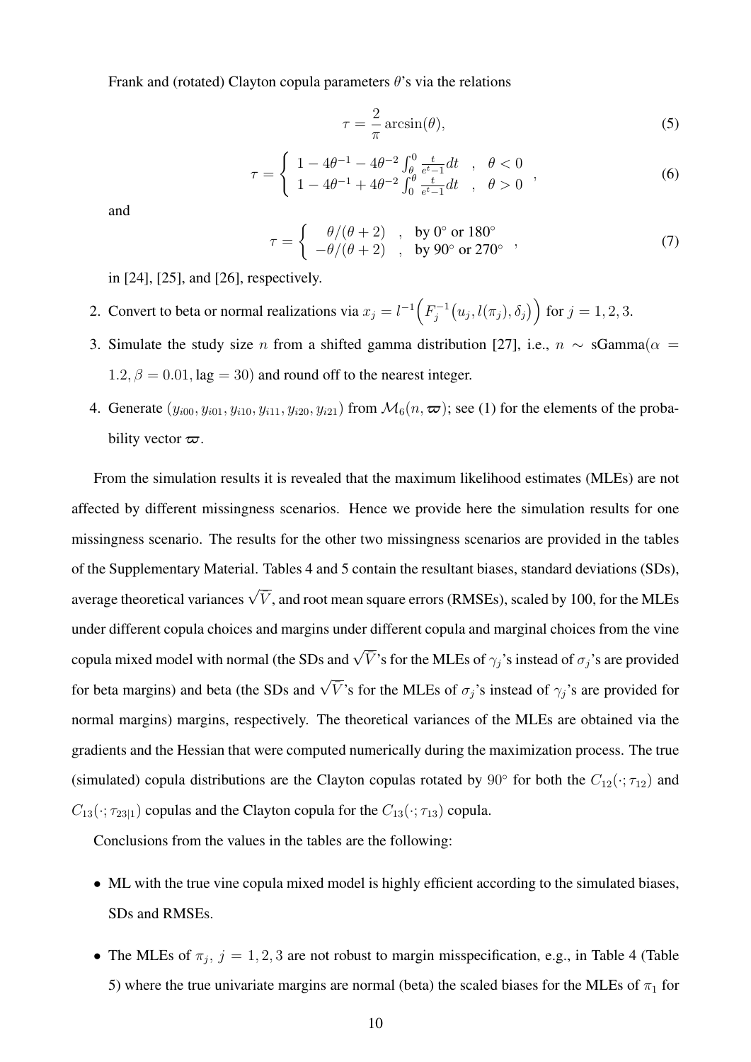Frank and (rotated) Clayton copula parameters $\theta$'s via the relations

$$\tau = \frac{2}{\pi}\arcsin(\theta), \tag{5}$$

$$\tau = \begin{cases} 1 - 4\theta^{-1} - 4\theta^{-2}\int_{\theta}^{0}\frac{t}{e^t-1}dt & , \quad \theta < 0 \\ 1 - 4\theta^{-1} + 4\theta^{-2}\int_{0}^{\theta}\frac{t}{e^t-1}dt & , \quad \theta > 0 \end{cases}, \tag{6}$$

and

$$\tau = \begin{cases} \theta/(\theta+2) & , \quad \text{by } 0^\circ \text{ or } 180^\circ \\ -\theta/(\theta+2) & , \quad \text{by } 90^\circ \text{ or } 270^\circ \end{cases}, \tag{7}$$

in [24], [25], and [26], respectively.

2. Convert to beta or normal realizations via $x_j = l^{-1}\Big(F_j^{-1}\big(u_j, l(\pi_j), \delta_j\big)\Big)$ for $j = 1, 2, 3$.
3. Simulate the study size $n$ from a shifted gamma distribution [27], i.e., $n \sim \text{sGamma}(\alpha = 1.2, \beta = 0.01, \text{lag} = 30)$ and round off to the nearest integer.
4. Generate $(y_{i00}, y_{i01}, y_{i10}, y_{i11}, y_{i20}, y_{i21})$ from $\mathcal{M}_6(n, \boldsymbol{\varpi})$; see (1) for the elements of the probability vector $\boldsymbol{\varpi}$.

From the simulation results it is revealed that the maximum likelihood estimates (MLEs) are not affected by different missingness scenarios. Hence we provide here the simulation results for one missingness scenario. The results for the other two missingness scenarios are provided in the tables of the Supplementary Material. Tables 4 and 5 contain the resultant biases, standard deviations (SDs), average theoretical variances $\sqrt{V}$, and root mean square errors (RMSEs), scaled by 100, for the MLEs under different copula choices and margins under different copula and marginal choices from the vine copula mixed model with normal (the SDs and $\sqrt{V}$'s for the MLEs of $\gamma_j$'s instead of $\sigma_j$'s are provided for beta margins) and beta (the SDs and $\sqrt{V}$'s for the MLEs of $\sigma_j$'s instead of $\gamma_j$'s are provided for normal margins) margins, respectively. The theoretical variances of the MLEs are obtained via the gradients and the Hessian that were computed numerically during the maximization process. The true (simulated) copula distributions are the Clayton copulas rotated by $90^\circ$ for both the $C_{12}(\cdot;\tau_{12})$ and $C_{13}(\cdot;\tau_{23|1})$ copulas and the Clayton copula for the $C_{13}(\cdot;\tau_{13})$ copula.

Conclusions from the values in the tables are the following:

- ML with the true vine copula mixed model is highly efficient according to the simulated biases, SDs and RMSEs.
- The MLEs of $\pi_j$, $j = 1, 2, 3$ are not robust to margin misspecification, e.g., in Table 4 (Table 5) where the true univariate margins are normal (beta) the scaled biases for the MLEs of $\pi_1$ for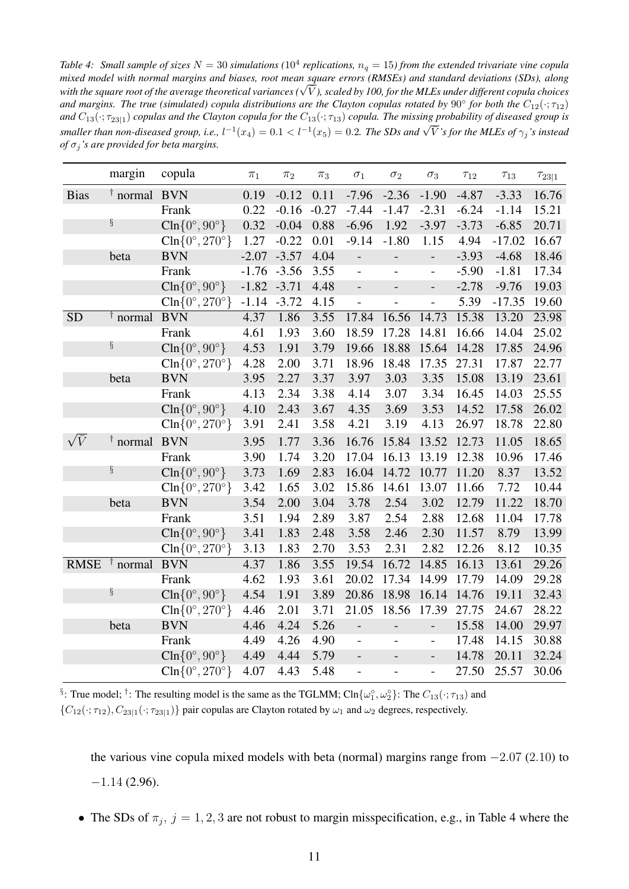*Table 4: Small sample of sizes $N = 30$ simulations ($10^4$ replications, $n_q = 15$) from the extended trivariate vine copula mixed model with normal margins and biases, root mean square errors (RMSEs) and standard deviations (SDs), along with the square root of the average theoretical variances ($\sqrt{V}$), scaled by 100, for the MLEs under different copula choices and margins. The true (simulated) copula distributions are the Clayton copulas rotated by $90°$ for both the $C_{12}(\cdot;\tau_{12})$ and $C_{13}(\cdot;\tau_{23|1})$ copulas and the Clayton copula for the $C_{13}(\cdot;\tau_{13})$ copula. The missing probability of diseased group is smaller than non-diseased group, i.e., $l^{-1}(x_4) = 0.1 < l^{-1}(x_5) = 0.2$. The SDs and $\sqrt{V}$'s for the MLEs of $\gamma_j$'s instead of $\sigma_j$'s are provided for beta margins.*

| | margin | copula | $\pi_1$ | $\pi_2$ | $\pi_3$ | $\sigma_1$ | $\sigma_2$ | $\sigma_3$ | $\tau_{12}$ | $\tau_{13}$ | $\tau_{23\|1}$ |
|---|---|---|---|---|---|---|---|---|---|---|---|
| Bias | † normal | BVN | 0.19 | -0.12 | 0.11 | -7.96 | -2.36 | -1.90 | -4.87 | -3.33 | 16.76 |
| | | Frank | 0.22 | -0.16 | -0.27 | -7.44 | -1.47 | -2.31 | -6.24 | -1.14 | 15.21 |
| | § | Cln$\{0°, 90°\}$ | 0.32 | -0.04 | 0.88 | -6.96 | 1.92 | -3.97 | -3.73 | -6.85 | 20.71 |
| | | Cln$\{0°, 270°\}$ | 1.27 | -0.22 | 0.01 | -9.14 | -1.80 | 1.15 | 4.94 | -17.02 | 16.67 |
| | beta | BVN | -2.07 | -3.57 | 4.04 | - | - | - | -3.93 | -4.68 | 18.46 |
| | | Frank | -1.76 | -3.56 | 3.55 | - | - | - | -5.90 | -1.81 | 17.34 |
| | | Cln$\{0°, 90°\}$ | -1.82 | -3.71 | 4.48 | - | - | - | -2.78 | -9.76 | 19.03 |
| | | Cln$\{0°, 270°\}$ | -1.14 | -3.72 | 4.15 | - | - | - | 5.39 | -17.35 | 19.60 |
| SD | † normal | BVN | 4.37 | 1.86 | 3.55 | 17.84 | 16.56 | 14.73 | 15.38 | 13.20 | 23.98 |
| | | Frank | 4.61 | 1.93 | 3.60 | 18.59 | 17.28 | 14.81 | 16.66 | 14.04 | 25.02 |
| | § | Cln$\{0°, 90°\}$ | 4.53 | 1.91 | 3.79 | 19.66 | 18.88 | 15.64 | 14.28 | 17.85 | 24.96 |
| | | Cln$\{0°, 270°\}$ | 4.28 | 2.00 | 3.71 | 18.96 | 18.48 | 17.35 | 27.31 | 17.87 | 22.77 |
| | beta | BVN | 3.95 | 2.27 | 3.37 | 3.97 | 3.03 | 3.35 | 15.08 | 13.19 | 23.61 |
| | | Frank | 4.13 | 2.34 | 3.38 | 4.14 | 3.07 | 3.34 | 16.45 | 14.03 | 25.55 |
| | | Cln$\{0°, 90°\}$ | 4.10 | 2.43 | 3.67 | 4.35 | 3.69 | 3.53 | 14.52 | 17.58 | 26.02 |
| | | Cln$\{0°, 270°\}$ | 3.91 | 2.41 | 3.58 | 4.21 | 3.19 | 4.13 | 26.97 | 18.78 | 22.80 |
| $\sqrt{V}$ | † normal | BVN | 3.95 | 1.77 | 3.36 | 16.76 | 15.84 | 13.52 | 12.73 | 11.05 | 18.65 |
| | | Frank | 3.90 | 1.74 | 3.20 | 17.04 | 16.13 | 13.19 | 12.38 | 10.96 | 17.46 |
| | § | Cln$\{0°, 90°\}$ | 3.73 | 1.69 | 2.83 | 16.04 | 14.72 | 10.77 | 11.20 | 8.37 | 13.52 |
| | | Cln$\{0°, 270°\}$ | 3.42 | 1.65 | 3.02 | 15.86 | 14.61 | 13.07 | 11.66 | 7.72 | 10.44 |
| | beta | BVN | 3.54 | 2.00 | 3.04 | 3.78 | 2.54 | 3.02 | 12.79 | 11.22 | 18.70 |
| | | Frank | 3.51 | 1.94 | 2.89 | 3.87 | 2.54 | 2.88 | 12.68 | 11.04 | 17.78 |
| | | Cln$\{0°, 90°\}$ | 3.41 | 1.83 | 2.48 | 3.58 | 2.46 | 2.30 | 11.57 | 8.79 | 13.99 |
| | | Cln$\{0°, 270°\}$ | 3.13 | 1.83 | 2.70 | 3.53 | 2.31 | 2.82 | 12.26 | 8.12 | 10.35 |
| RMSE | † normal | BVN | 4.37 | 1.86 | 3.55 | 19.54 | 16.72 | 14.85 | 16.13 | 13.61 | 29.26 |
| | | Frank | 4.62 | 1.93 | 3.61 | 20.02 | 17.34 | 14.99 | 17.79 | 14.09 | 29.28 |
| | § | Cln$\{0°, 90°\}$ | 4.54 | 1.91 | 3.89 | 20.86 | 18.98 | 16.14 | 14.76 | 19.11 | 32.43 |
| | | Cln$\{0°, 270°\}$ | 4.46 | 2.01 | 3.71 | 21.05 | 18.56 | 17.39 | 27.75 | 24.67 | 28.22 |
| | beta | BVN | 4.46 | 4.24 | 5.26 | - | - | - | 15.58 | 14.00 | 29.97 |
| | | Frank | 4.49 | 4.26 | 4.90 | - | - | - | 17.48 | 14.15 | 30.88 |
| | | Cln$\{0°, 90°\}$ | 4.49 | 4.44 | 5.79 | - | - | - | 14.78 | 20.11 | 32.24 |
| | | Cln$\{0°, 270°\}$ | 4.07 | 4.43 | 5.48 | - | - | - | 27.50 | 25.57 | 30.06 |

§: True model; †: The resulting model is the same as the TGLMM; Cln$\{\omega_1^\circ, \omega_2^\circ\}$: The $C_{13}(\cdot;\tau_{13})$ and $\{C_{12}(\cdot;\tau_{12}), C_{23|1}(\cdot;\tau_{23|1})\}$ pair copulas are Clayton rotated by $\omega_1$ and $\omega_2$ degrees, respectively.

the various vine copula mixed models with beta (normal) margins range from $-2.07$ (2.10) to $-1.14$ (2.96).

- The SDs of $\pi_j$, $j = 1, 2, 3$ are not robust to margin misspecification, e.g., in Table 4 where the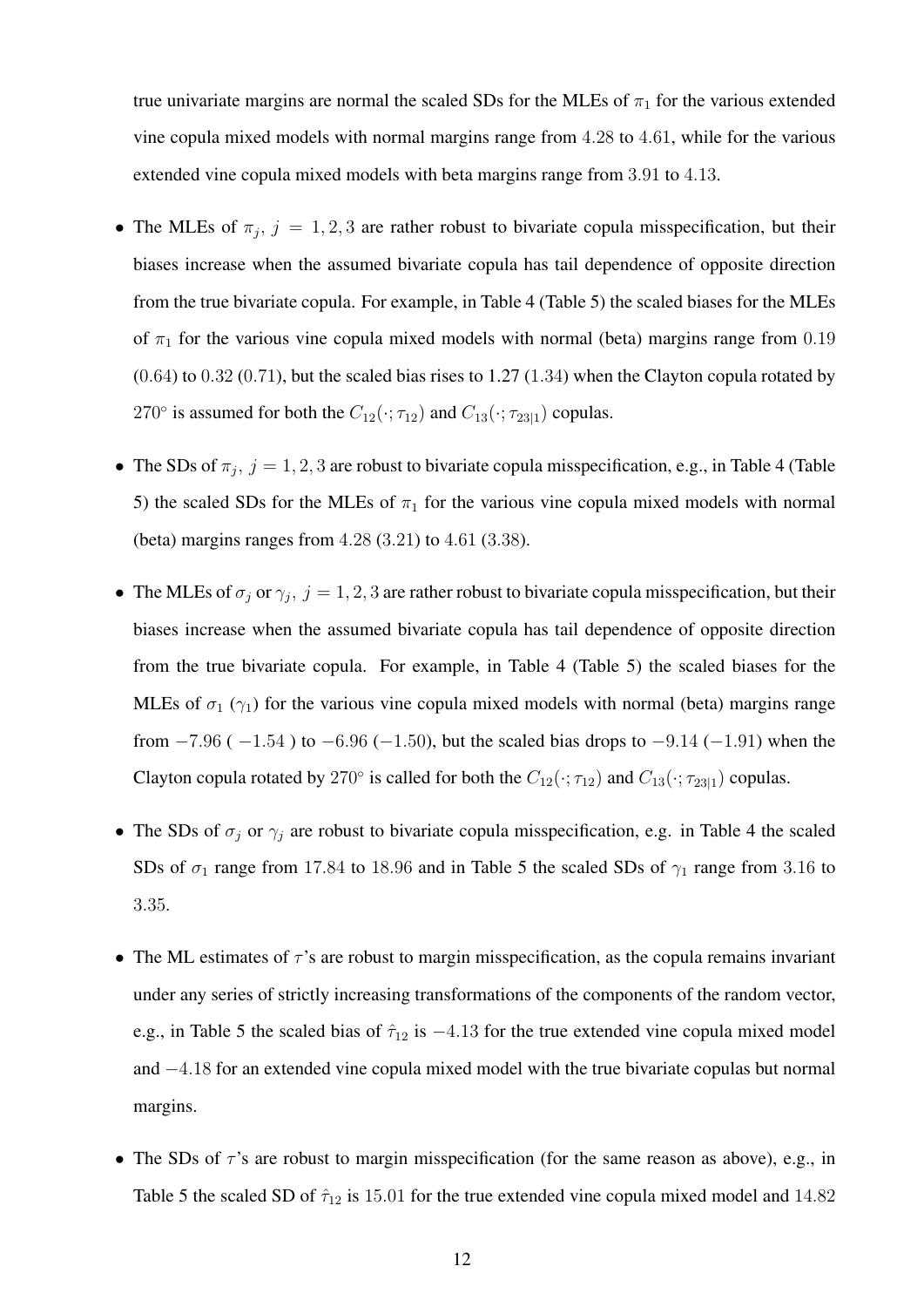true univariate margins are normal the scaled SDs for the MLEs of $\pi_1$ for the various extended vine copula mixed models with normal margins range from $4.28$ to $4.61$, while for the various extended vine copula mixed models with beta margins range from $3.91$ to $4.13$.

- The MLEs of $\pi_j,\ j = 1, 2, 3$ are rather robust to bivariate copula misspecification, but their biases increase when the assumed bivariate copula has tail dependence of opposite direction from the true bivariate copula. For example, in Table 4 (Table 5) the scaled biases for the MLEs of $\pi_1$ for the various vine copula mixed models with normal (beta) margins range from $0.19$ $(0.64)$ to $0.32$ $(0.71)$, but the scaled bias rises to 1.27 (1.34) when the Clayton copula rotated by $270^{\circ}$ is assumed for both the $C_{12}(\cdot;\tau_{12})$ and $C_{13}(\cdot;\tau_{23|1})$ copulas.
- The SDs of $\pi_j,\ j = 1, 2, 3$ are robust to bivariate copula misspecification, e.g., in Table 4 (Table 5) the scaled SDs for the MLEs of $\pi_1$ for the various vine copula mixed models with normal (beta) margins ranges from $4.28$ $(3.21)$ to $4.61$ $(3.38)$.
- The MLEs of $\sigma_j$ or $\gamma_j,\ j = 1, 2, 3$ are rather robust to bivariate copula misspecification, but their biases increase when the assumed bivariate copula has tail dependence of opposite direction from the true bivariate copula. For example, in Table 4 (Table 5) the scaled biases for the MLEs of $\sigma_1$ $(\gamma_1)$ for the various vine copula mixed models with normal (beta) margins range from $-7.96$ ( $-1.54$ ) to $-6.96$ $(-1.50)$, but the scaled bias drops to $-9.14$ $(-1.91)$ when the Clayton copula rotated by $270^{\circ}$ is called for both the $C_{12}(\cdot;\tau_{12})$ and $C_{13}(\cdot;\tau_{23|1})$ copulas.
- The SDs of $\sigma_j$ or $\gamma_j$ are robust to bivariate copula misspecification, e.g. in Table 4 the scaled SDs of $\sigma_1$ range from $17.84$ to $18.96$ and in Table 5 the scaled SDs of $\gamma_1$ range from $3.16$ to $3.35$.
- The ML estimates of $\tau$'s are robust to margin misspecification, as the copula remains invariant under any series of strictly increasing transformations of the components of the random vector, e.g., in Table 5 the scaled bias of $\hat{\tau}_{12}$ is $-4.13$ for the true extended vine copula mixed model and $-4.18$ for an extended vine copula mixed model with the true bivariate copulas but normal margins.
- The SDs of $\tau$'s are robust to margin misspecification (for the same reason as above), e.g., in Table 5 the scaled SD of $\hat{\tau}_{12}$ is $15.01$ for the true extended vine copula mixed model and $14.82$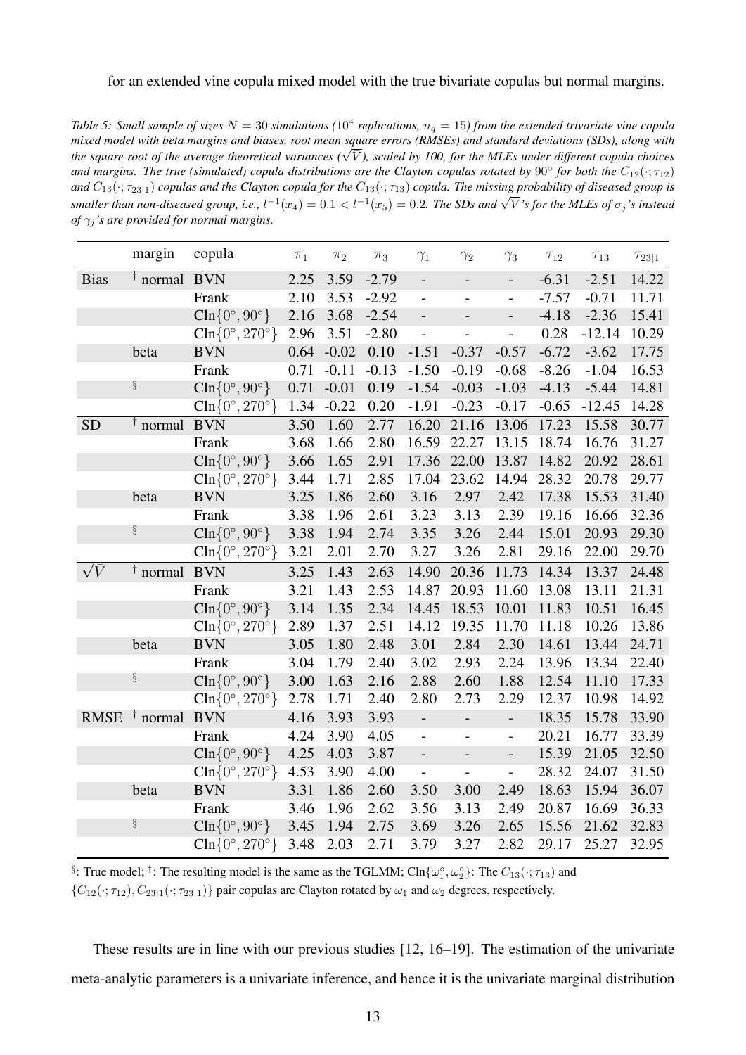for an extended vine copula mixed model with the true bivariate copulas but normal margins.

*Table 5: Small sample of sizes $N = 30$ simulations ($10^4$ replications, $n_q = 15$) from the extended trivariate vine copula mixed model with beta margins and biases, root mean square errors (RMSEs) and standard deviations (SDs), along with the square root of the average theoretical variances ($\sqrt{\bar{V}}$), scaled by 100, for the MLEs under different copula choices and margins. The true (simulated) copula distributions are the Clayton copulas rotated by $90°$ for both the $C_{12}(\cdot;\tau_{12})$ and $C_{13}(\cdot;\tau_{23|1})$ copulas and the Clayton copula for the $C_{13}(\cdot;\tau_{13})$ copula. The missing probability of diseased group is smaller than non-diseased group, i.e., $l^{-1}(x_4) = 0.1 < l^{-1}(x_5) = 0.2$. The SDs and $\sqrt{\bar{V}}$'s for the MLEs of $\sigma_j$'s instead of $\gamma_j$'s are provided for normal margins.*

| | margin | copula | $\pi_1$ | $\pi_2$ | $\pi_3$ | $\gamma_1$ | $\gamma_2$ | $\gamma_3$ | $\tau_{12}$ | $\tau_{13}$ | $\tau_{23\|1}$ |
|---|---|---|---|---|---|---|---|---|---|---|---|
| Bias | † normal | BVN | 2.25 | 3.59 | -2.79 | - | - | - | -6.31 | -2.51 | 14.22 |
| | | Frank | 2.10 | 3.53 | -2.92 | - | - | - | -7.57 | -0.71 | 11.71 |
| | | $\text{Cln}\{0°, 90°\}$ | 2.16 | 3.68 | -2.54 | - | - | - | -4.18 | -2.36 | 15.41 |
| | | $\text{Cln}\{0°, 270°\}$ | 2.96 | 3.51 | -2.80 | - | - | - | 0.28 | -12.14 | 10.29 |
| | beta | BVN | 0.64 | -0.02 | 0.10 | -1.51 | -0.37 | -0.57 | -6.72 | -3.62 | 17.75 |
| | | Frank | 0.71 | -0.11 | -0.13 | -1.50 | -0.19 | -0.68 | -8.26 | -1.04 | 16.53 |
| | § | $\text{Cln}\{0°, 90°\}$ | 0.71 | -0.01 | 0.19 | -1.54 | -0.03 | -1.03 | -4.13 | -5.44 | 14.81 |
| | | $\text{Cln}\{0°, 270°\}$ | 1.34 | -0.22 | 0.20 | -1.91 | -0.23 | -0.17 | -0.65 | -12.45 | 14.28 |
| SD | † normal | BVN | 3.50 | 1.60 | 2.77 | 16.20 | 21.16 | 13.06 | 17.23 | 15.58 | 30.77 |
| | | Frank | 3.68 | 1.66 | 2.80 | 16.59 | 22.27 | 13.15 | 18.74 | 16.76 | 31.27 |
| | | $\text{Cln}\{0°, 90°\}$ | 3.66 | 1.65 | 2.91 | 17.36 | 22.00 | 13.87 | 14.82 | 20.92 | 28.61 |
| | | $\text{Cln}\{0°, 270°\}$ | 3.44 | 1.71 | 2.85 | 17.04 | 23.62 | 14.94 | 28.32 | 20.78 | 29.77 |
| | beta | BVN | 3.25 | 1.86 | 2.60 | 3.16 | 2.97 | 2.42 | 17.38 | 15.53 | 31.40 |
| | | Frank | 3.38 | 1.96 | 2.61 | 3.23 | 3.13 | 2.39 | 19.16 | 16.66 | 32.36 |
| | § | $\text{Cln}\{0°, 90°\}$ | 3.38 | 1.94 | 2.74 | 3.35 | 3.26 | 2.44 | 15.01 | 20.93 | 29.30 |
| | | $\text{Cln}\{0°, 270°\}$ | 3.21 | 2.01 | 2.70 | 3.27 | 3.26 | 2.81 | 29.16 | 22.00 | 29.70 |
| $\sqrt{\bar{V}}$ | † normal | BVN | 3.25 | 1.43 | 2.63 | 14.90 | 20.36 | 11.73 | 14.34 | 13.37 | 24.48 |
| | | Frank | 3.21 | 1.43 | 2.53 | 14.87 | 20.93 | 11.60 | 13.08 | 13.11 | 21.31 |
| | | $\text{Cln}\{0°, 90°\}$ | 3.14 | 1.35 | 2.34 | 14.45 | 18.53 | 10.01 | 11.83 | 10.51 | 16.45 |
| | | $\text{Cln}\{0°, 270°\}$ | 2.89 | 1.37 | 2.51 | 14.12 | 19.35 | 11.70 | 11.18 | 10.26 | 13.86 |
| | beta | BVN | 3.05 | 1.80 | 2.48 | 3.01 | 2.84 | 2.30 | 14.61 | 13.44 | 24.71 |
| | | Frank | 3.04 | 1.79 | 2.40 | 3.02 | 2.93 | 2.24 | 13.96 | 13.34 | 22.40 |
| | § | $\text{Cln}\{0°, 90°\}$ | 3.00 | 1.63 | 2.16 | 2.88 | 2.60 | 1.88 | 12.54 | 11.10 | 17.33 |
| | | $\text{Cln}\{0°, 270°\}$ | 2.78 | 1.71 | 2.40 | 2.80 | 2.73 | 2.29 | 12.37 | 10.98 | 14.92 |
| RMSE | † normal | BVN | 4.16 | 3.93 | 3.93 | - | - | - | 18.35 | 15.78 | 33.90 |
| | | Frank | 4.24 | 3.90 | 4.05 | - | - | - | 20.21 | 16.77 | 33.39 |
| | | $\text{Cln}\{0°, 90°\}$ | 4.25 | 4.03 | 3.87 | - | - | - | 15.39 | 21.05 | 32.50 |
| | | $\text{Cln}\{0°, 270°\}$ | 4.53 | 3.90 | 4.00 | - | - | - | 28.32 | 24.07 | 31.50 |
| | beta | BVN | 3.31 | 1.86 | 2.60 | 3.50 | 3.00 | 2.49 | 18.63 | 15.94 | 36.07 |
| | | Frank | 3.46 | 1.96 | 2.62 | 3.56 | 3.13 | 2.49 | 20.87 | 16.69 | 36.33 |
| | § | $\text{Cln}\{0°, 90°\}$ | 3.45 | 1.94 | 2.75 | 3.69 | 3.26 | 2.65 | 15.56 | 21.62 | 32.83 |
| | | $\text{Cln}\{0°, 270°\}$ | 3.48 | 2.03 | 2.71 | 3.79 | 3.27 | 2.82 | 29.17 | 25.27 | 32.95 |

§: True model; †: The resulting model is the same as the TGLMM; $\text{Cln}\{\omega_1^\circ, \omega_2^\circ\}$: The $C_{13}(\cdot;\tau_{13})$ and $\{C_{12}(\cdot;\tau_{12}), C_{23|1}(\cdot;\tau_{23|1})\}$ pair copulas are Clayton rotated by $\omega_1$ and $\omega_2$ degrees, respectively.

These results are in line with our previous studies [12, 16–19]. The estimation of the univariate meta-analytic parameters is a univariate inference, and hence it is the univariate marginal distribution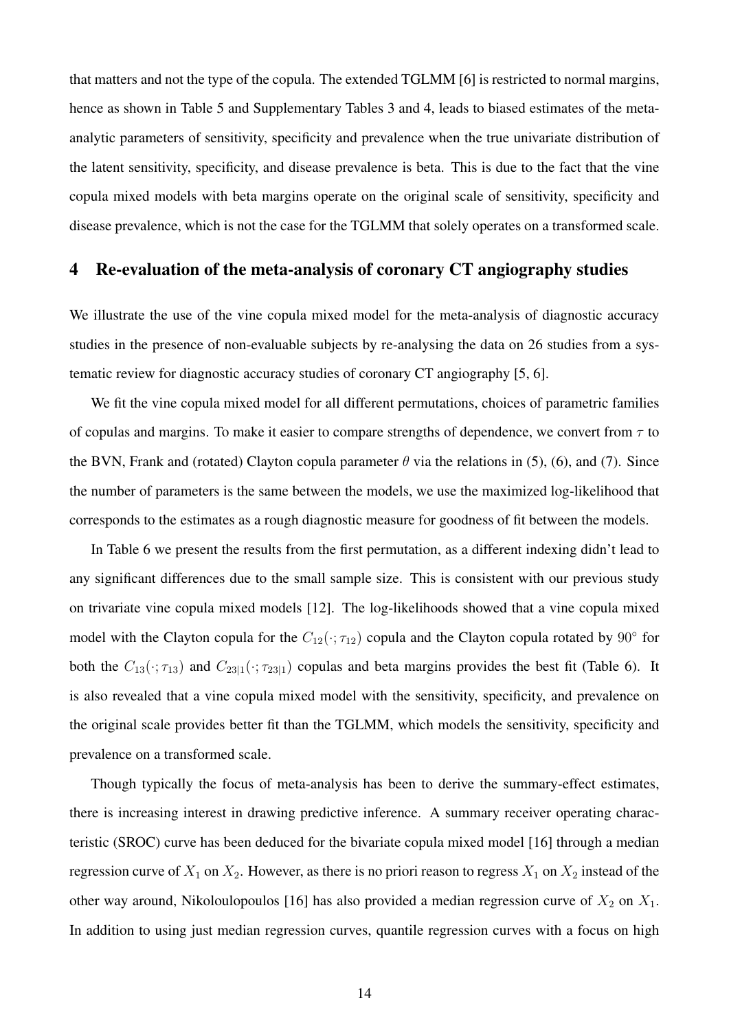that matters and not the type of the copula. The extended TGLMM [6] is restricted to normal margins, hence as shown in Table 5 and Supplementary Tables 3 and 4, leads to biased estimates of the meta-analytic parameters of sensitivity, specificity and prevalence when the true univariate distribution of the latent sensitivity, specificity, and disease prevalence is beta. This is due to the fact that the vine copula mixed models with beta margins operate on the original scale of sensitivity, specificity and disease prevalence, which is not the case for the TGLMM that solely operates on a transformed scale.

## 4 Re-evaluation of the meta-analysis of coronary CT angiography studies

We illustrate the use of the vine copula mixed model for the meta-analysis of diagnostic accuracy studies in the presence of non-evaluable subjects by re-analysing the data on 26 studies from a systematic review for diagnostic accuracy studies of coronary CT angiography [5, 6].

We fit the vine copula mixed model for all different permutations, choices of parametric families of copulas and margins. To make it easier to compare strengths of dependence, we convert from $\tau$ to the BVN, Frank and (rotated) Clayton copula parameter $\theta$ via the relations in (5), (6), and (7). Since the number of parameters is the same between the models, we use the maximized log-likelihood that corresponds to the estimates as a rough diagnostic measure for goodness of fit between the models.

In Table 6 we present the results from the first permutation, as a different indexing didn't lead to any significant differences due to the small sample size. This is consistent with our previous study on trivariate vine copula mixed models [12]. The log-likelihoods showed that a vine copula mixed model with the Clayton copula for the $C_{12}(\cdot;\tau_{12})$ copula and the Clayton copula rotated by $90^{\circ}$ for both the $C_{13}(\cdot;\tau_{13})$ and $C_{23|1}(\cdot;\tau_{23|1})$ copulas and beta margins provides the best fit (Table 6). It is also revealed that a vine copula mixed model with the sensitivity, specificity, and prevalence on the original scale provides better fit than the TGLMM, which models the sensitivity, specificity and prevalence on a transformed scale.

Though typically the focus of meta-analysis has been to derive the summary-effect estimates, there is increasing interest in drawing predictive inference. A summary receiver operating characteristic (SROC) curve has been deduced for the bivariate copula mixed model [16] through a median regression curve of $X_1$ on $X_2$. However, as there is no priori reason to regress $X_1$ on $X_2$ instead of the other way around, Nikoloulopoulos [16] has also provided a median regression curve of $X_2$ on $X_1$. In addition to using just median regression curves, quantile regression curves with a focus on high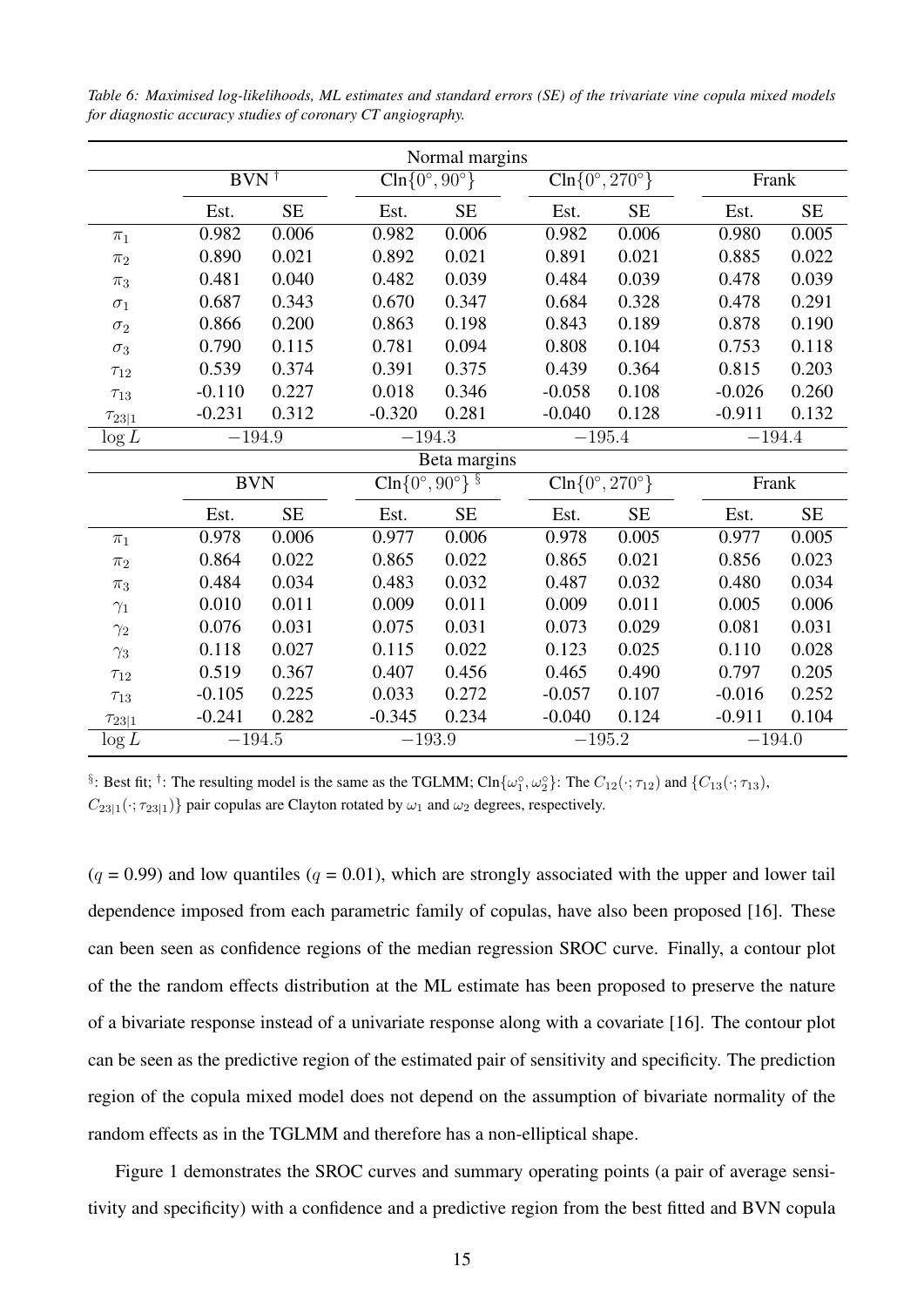*Table 6: Maximised log-likelihoods, ML estimates and standard errors (SE) of the trivariate vine copula mixed models for diagnostic accuracy studies of coronary CT angiography.*

| | Normal margins | | | | | | | |
|---|---|---|---|---|---|---|---|---|
| | BVN [†] | | $\text{Cln}\{0°, 90°\}$ | | $\text{Cln}\{0°, 270°\}$ | | Frank | |
| | Est. | SE | Est. | SE | Est. | SE | Est. | SE |
| $\pi_1$ | 0.982 | 0.006 | 0.982 | 0.006 | 0.982 | 0.006 | 0.980 | 0.005 |
| $\pi_2$ | 0.890 | 0.021 | 0.892 | 0.021 | 0.891 | 0.021 | 0.885 | 0.022 |
| $\pi_3$ | 0.481 | 0.040 | 0.482 | 0.039 | 0.484 | 0.039 | 0.478 | 0.039 |
| $\sigma_1$ | 0.687 | 0.343 | 0.670 | 0.347 | 0.684 | 0.328 | 0.478 | 0.291 |
| $\sigma_2$ | 0.866 | 0.200 | 0.863 | 0.198 | 0.843 | 0.189 | 0.878 | 0.190 |
| $\sigma_3$ | 0.790 | 0.115 | 0.781 | 0.094 | 0.808 | 0.104 | 0.753 | 0.118 |
| $\tau_{12}$ | 0.539 | 0.374 | 0.391 | 0.375 | 0.439 | 0.364 | 0.815 | 0.203 |
| $\tau_{13}$ | -0.110 | 0.227 | 0.018 | 0.346 | -0.058 | 0.108 | -0.026 | 0.260 |
| $\tau_{23\|1}$ | -0.231 | 0.312 | -0.320 | 0.281 | -0.040 | 0.128 | -0.911 | 0.132 |
| $\log L$ | $-194.9$ | | $-194.3$ | | $-195.4$ | | $-194.4$ | |
| | **Beta margins** | | | | | | | |
| | BVN | | $\text{Cln}\{0°, 90°\}$ [§] | | $\text{Cln}\{0°, 270°\}$ | | Frank | |
| | Est. | SE | Est. | SE | Est. | SE | Est. | SE |
| $\pi_1$ | 0.978 | 0.006 | 0.977 | 0.006 | 0.978 | 0.005 | 0.977 | 0.005 |
| $\pi_2$ | 0.864 | 0.022 | 0.865 | 0.022 | 0.865 | 0.021 | 0.856 | 0.023 |
| $\pi_3$ | 0.484 | 0.034 | 0.483 | 0.032 | 0.487 | 0.032 | 0.480 | 0.034 |
| $\gamma_1$ | 0.010 | 0.011 | 0.009 | 0.011 | 0.009 | 0.011 | 0.005 | 0.006 |
| $\gamma_2$ | 0.076 | 0.031 | 0.075 | 0.031 | 0.073 | 0.029 | 0.081 | 0.031 |
| $\gamma_3$ | 0.118 | 0.027 | 0.115 | 0.022 | 0.123 | 0.025 | 0.110 | 0.028 |
| $\tau_{12}$ | 0.519 | 0.367 | 0.407 | 0.456 | 0.465 | 0.490 | 0.797 | 0.205 |
| $\tau_{13}$ | -0.105 | 0.225 | 0.033 | 0.272 | -0.057 | 0.107 | -0.016 | 0.252 |
| $\tau_{23\|1}$ | -0.241 | 0.282 | -0.345 | 0.234 | -0.040 | 0.124 | -0.911 | 0.104 |
| $\log L$ | $-194.5$ | | $-193.9$ | | $-195.2$ | | $-194.0$ | |

[§]: Best fit; [†]: The resulting model is the same as the TGLMM; $\text{Cln}\{\omega_1^\circ, \omega_2^\circ\}$: The $C_{12}(\cdot;\tau_{12})$ and $\{C_{13}(\cdot;\tau_{13}), C_{23|1}(\cdot;\tau_{23|1})\}$ pair copulas are Clayton rotated by $\omega_1$ and $\omega_2$ degrees, respectively.

($q$ = 0.99) and low quantiles ($q$ = 0.01), which are strongly associated with the upper and lower tail dependence imposed from each parametric family of copulas, have also been proposed [16]. These can been seen as confidence regions of the median regression SROC curve. Finally, a contour plot of the the random effects distribution at the ML estimate has been proposed to preserve the nature of a bivariate response instead of a univariate response along with a covariate [16]. The contour plot can be seen as the predictive region of the estimated pair of sensitivity and specificity. The prediction region of the copula mixed model does not depend on the assumption of bivariate normality of the random effects as in the TGLMM and therefore has a non-elliptical shape.

Figure 1 demonstrates the SROC curves and summary operating points (a pair of average sensitivity and specificity) with a confidence and a predictive region from the best fitted and BVN copula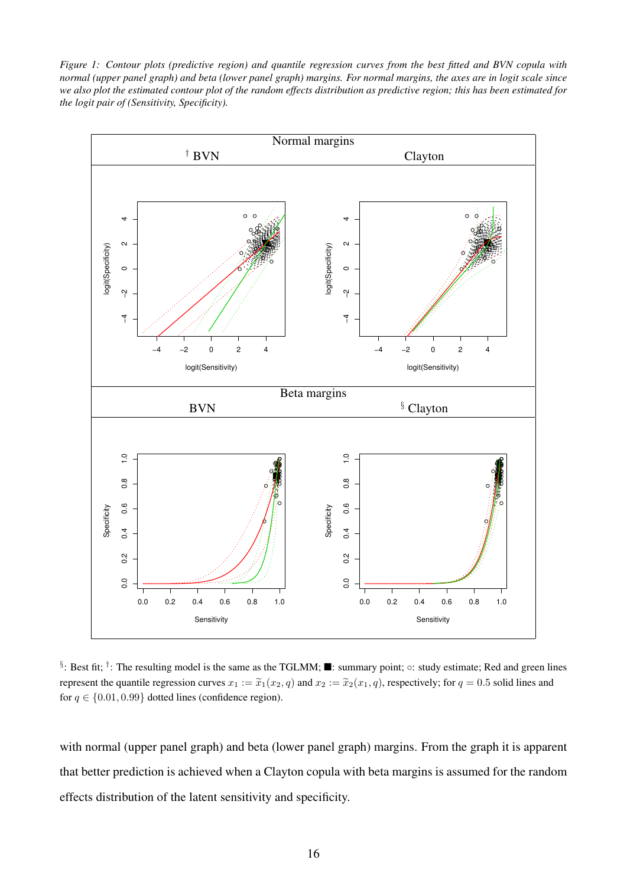*Figure 1: Contour plots (predictive region) and quantile regression curves from the best fitted and BVN copula with normal (upper panel graph) and beta (lower panel graph) margins. For normal margins, the axes are in logit scale since we also plot the estimated contour plot of the random effects distribution as predictive region; this has been estimated for the logit pair of (Sensitivity, Specificity).*

§: Best fit; †: The resulting model is the same as the TGLMM; ■: summary point; ○: study estimate; Red and green lines represent the quantile regression curves $x_1 := \widetilde{x}_1(x_2, q)$ and $x_2 := \widetilde{x}_2(x_1, q)$, respectively; for $q = 0.5$ solid lines and for $q \in \{0.01, 0.99\}$ dotted lines (confidence region).

with normal (upper panel graph) and beta (lower panel graph) margins. From the graph it is apparent that better prediction is achieved when a Clayton copula with beta margins is assumed for the random effects distribution of the latent sensitivity and specificity.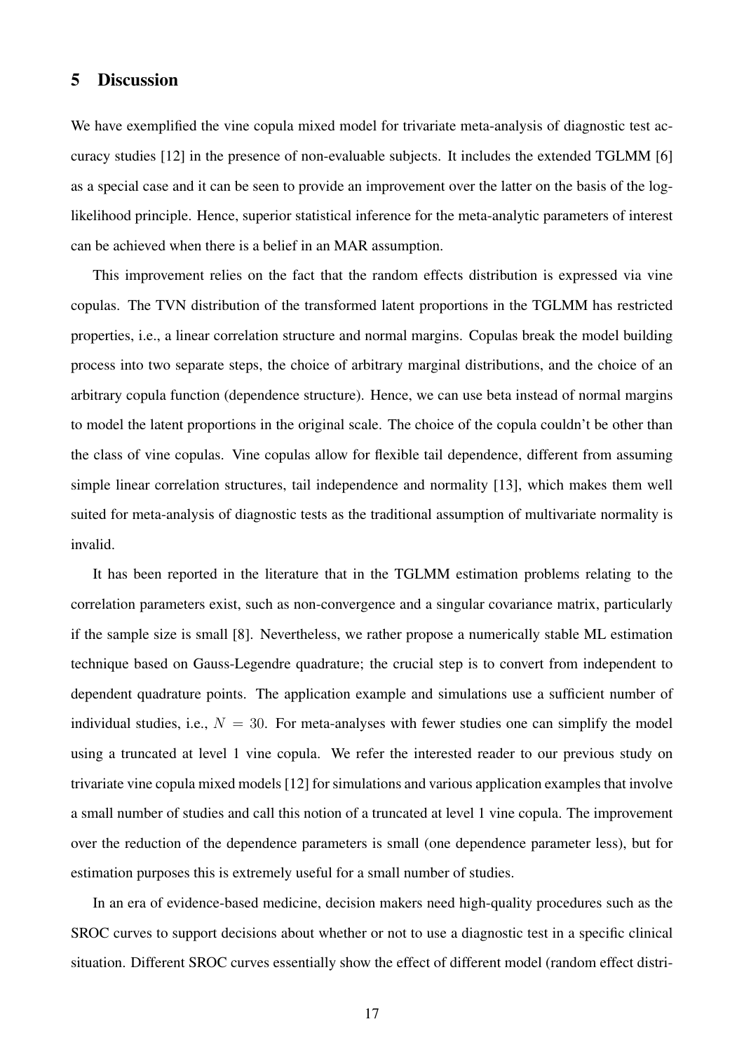## 5 Discussion

We have exemplified the vine copula mixed model for trivariate meta-analysis of diagnostic test accuracy studies [12] in the presence of non-evaluable subjects. It includes the extended TGLMM [6] as a special case and it can be seen to provide an improvement over the latter on the basis of the log-likelihood principle. Hence, superior statistical inference for the meta-analytic parameters of interest can be achieved when there is a belief in an MAR assumption.

This improvement relies on the fact that the random effects distribution is expressed via vine copulas. The TVN distribution of the transformed latent proportions in the TGLMM has restricted properties, i.e., a linear correlation structure and normal margins. Copulas break the model building process into two separate steps, the choice of arbitrary marginal distributions, and the choice of an arbitrary copula function (dependence structure). Hence, we can use beta instead of normal margins to model the latent proportions in the original scale. The choice of the copula couldn't be other than the class of vine copulas. Vine copulas allow for flexible tail dependence, different from assuming simple linear correlation structures, tail independence and normality [13], which makes them well suited for meta-analysis of diagnostic tests as the traditional assumption of multivariate normality is invalid.

It has been reported in the literature that in the TGLMM estimation problems relating to the correlation parameters exist, such as non-convergence and a singular covariance matrix, particularly if the sample size is small [8]. Nevertheless, we rather propose a numerically stable ML estimation technique based on Gauss-Legendre quadrature; the crucial step is to convert from independent to dependent quadrature points. The application example and simulations use a sufficient number of individual studies, i.e., $N = 30$. For meta-analyses with fewer studies one can simplify the model using a truncated at level 1 vine copula. We refer the interested reader to our previous study on trivariate vine copula mixed models [12] for simulations and various application examples that involve a small number of studies and call this notion of a truncated at level 1 vine copula. The improvement over the reduction of the dependence parameters is small (one dependence parameter less), but for estimation purposes this is extremely useful for a small number of studies.

In an era of evidence-based medicine, decision makers need high-quality procedures such as the SROC curves to support decisions about whether or not to use a diagnostic test in a specific clinical situation. Different SROC curves essentially show the effect of different model (random effect distri-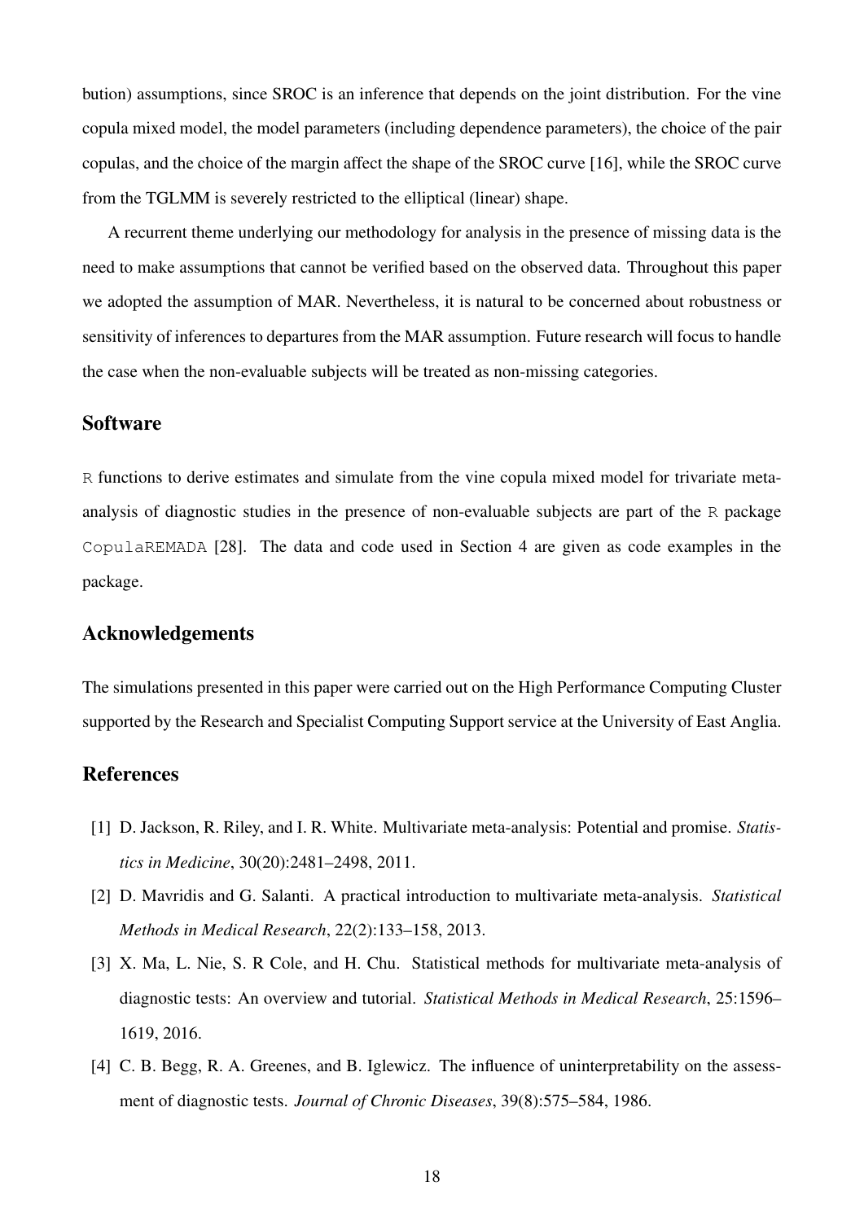bution) assumptions, since SROC is an inference that depends on the joint distribution. For the vine copula mixed model, the model parameters (including dependence parameters), the choice of the pair copulas, and the choice of the margin affect the shape of the SROC curve [16], while the SROC curve from the TGLMM is severely restricted to the elliptical (linear) shape.

A recurrent theme underlying our methodology for analysis in the presence of missing data is the need to make assumptions that cannot be verified based on the observed data. Throughout this paper we adopted the assumption of MAR. Nevertheless, it is natural to be concerned about robustness or sensitivity of inferences to departures from the MAR assumption. Future research will focus to handle the case when the non-evaluable subjects will be treated as non-missing categories.

## Software

`R` functions to derive estimates and simulate from the vine copula mixed model for trivariate meta-analysis of diagnostic studies in the presence of non-evaluable subjects are part of the `R` package `CopulaREMADA` [28]. The data and code used in Section 4 are given as code examples in the package.

## Acknowledgements

The simulations presented in this paper were carried out on the High Performance Computing Cluster supported by the Research and Specialist Computing Support service at the University of East Anglia.

## References

[1] D. Jackson, R. Riley, and I. R. White. Multivariate meta-analysis: Potential and promise. *Statistics in Medicine*, 30(20):2481–2498, 2011.

[2] D. Mavridis and G. Salanti. A practical introduction to multivariate meta-analysis. *Statistical Methods in Medical Research*, 22(2):133–158, 2013.

[3] X. Ma, L. Nie, S. R Cole, and H. Chu. Statistical methods for multivariate meta-analysis of diagnostic tests: An overview and tutorial. *Statistical Methods in Medical Research*, 25:1596–1619, 2016.

[4] C. B. Begg, R. A. Greenes, and B. Iglewicz. The influence of uninterpretability on the assessment of diagnostic tests. *Journal of Chronic Diseases*, 39(8):575–584, 1986.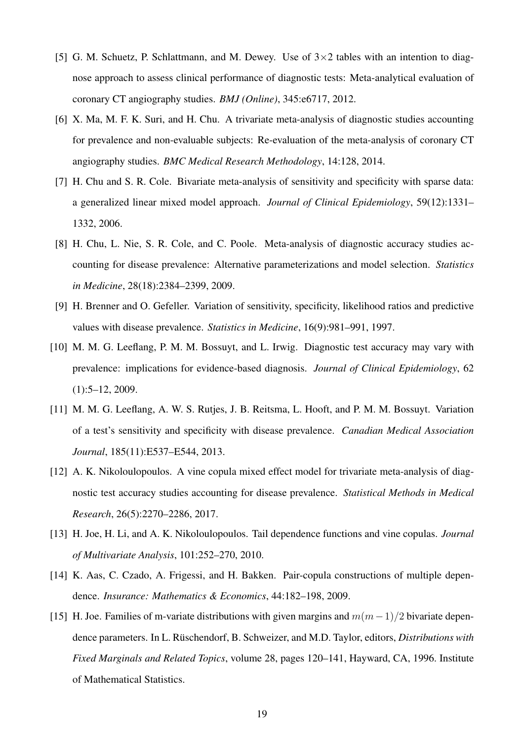[5] G. M. Schuetz, P. Schlattmann, and M. Dewey. Use of $3\times2$ tables with an intention to diagnose approach to assess clinical performance of diagnostic tests: Meta-analytical evaluation of coronary CT angiography studies. *BMJ (Online)*, 345:e6717, 2012.

[6] X. Ma, M. F. K. Suri, and H. Chu. A trivariate meta-analysis of diagnostic studies accounting for prevalence and non-evaluable subjects: Re-evaluation of the meta-analysis of coronary CT angiography studies. *BMC Medical Research Methodology*, 14:128, 2014.

[7] H. Chu and S. R. Cole. Bivariate meta-analysis of sensitivity and specificity with sparse data: a generalized linear mixed model approach. *Journal of Clinical Epidemiology*, 59(12):1331–1332, 2006.

[8] H. Chu, L. Nie, S. R. Cole, and C. Poole. Meta-analysis of diagnostic accuracy studies accounting for disease prevalence: Alternative parameterizations and model selection. *Statistics in Medicine*, 28(18):2384–2399, 2009.

[9] H. Brenner and O. Gefeller. Variation of sensitivity, specificity, likelihood ratios and predictive values with disease prevalence. *Statistics in Medicine*, 16(9):981–991, 1997.

[10] M. M. G. Leeflang, P. M. M. Bossuyt, and L. Irwig. Diagnostic test accuracy may vary with prevalence: implications for evidence-based diagnosis. *Journal of Clinical Epidemiology*, 62 (1):5–12, 2009.

[11] M. M. G. Leeflang, A. W. S. Rutjes, J. B. Reitsma, L. Hooft, and P. M. M. Bossuyt. Variation of a test's sensitivity and specificity with disease prevalence. *Canadian Medical Association Journal*, 185(11):E537–E544, 2013.

[12] A. K. Nikoloulopoulos. A vine copula mixed effect model for trivariate meta-analysis of diagnostic test accuracy studies accounting for disease prevalence. *Statistical Methods in Medical Research*, 26(5):2270–2286, 2017.

[13] H. Joe, H. Li, and A. K. Nikoloulopoulos. Tail dependence functions and vine copulas. *Journal of Multivariate Analysis*, 101:252–270, 2010.

[14] K. Aas, C. Czado, A. Frigessi, and H. Bakken. Pair-copula constructions of multiple dependence. *Insurance: Mathematics & Economics*, 44:182–198, 2009.

[15] H. Joe. Families of m-variate distributions with given margins and $m(m-1)/2$ bivariate dependence parameters. In L. Rüschendorf, B. Schweizer, and M.D. Taylor, editors, *Distributions with Fixed Marginals and Related Topics*, volume 28, pages 120–141, Hayward, CA, 1996. Institute of Mathematical Statistics.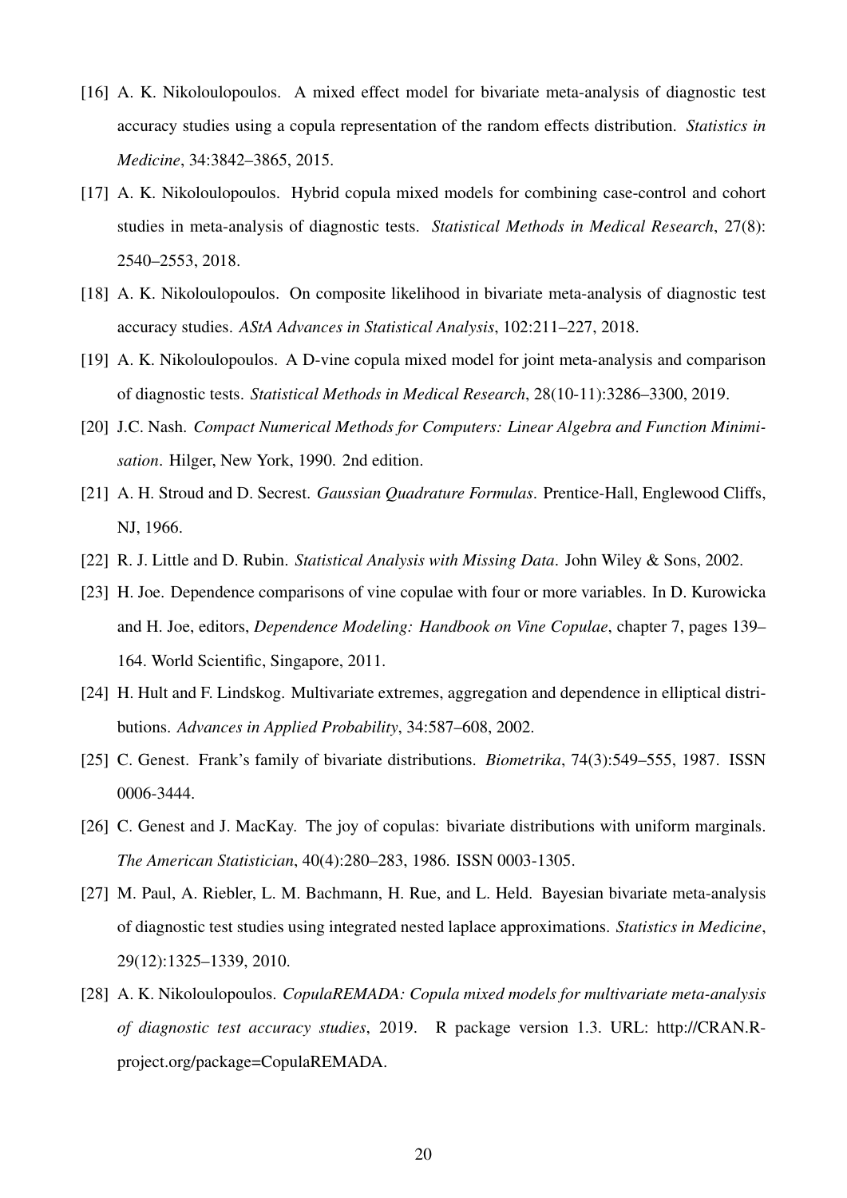[16] A. K. Nikoloulopoulos. A mixed effect model for bivariate meta-analysis of diagnostic test accuracy studies using a copula representation of the random effects distribution. *Statistics in Medicine*, 34:3842–3865, 2015.

[17] A. K. Nikoloulopoulos. Hybrid copula mixed models for combining case-control and cohort studies in meta-analysis of diagnostic tests. *Statistical Methods in Medical Research*, 27(8): 2540–2553, 2018.

[18] A. K. Nikoloulopoulos. On composite likelihood in bivariate meta-analysis of diagnostic test accuracy studies. *AStA Advances in Statistical Analysis*, 102:211–227, 2018.

[19] A. K. Nikoloulopoulos. A D-vine copula mixed model for joint meta-analysis and comparison of diagnostic tests. *Statistical Methods in Medical Research*, 28(10-11):3286–3300, 2019.

[20] J.C. Nash. *Compact Numerical Methods for Computers: Linear Algebra and Function Minimisation*. Hilger, New York, 1990. 2nd edition.

[21] A. H. Stroud and D. Secrest. *Gaussian Quadrature Formulas*. Prentice-Hall, Englewood Cliffs, NJ, 1966.

[22] R. J. Little and D. Rubin. *Statistical Analysis with Missing Data*. John Wiley & Sons, 2002.

[23] H. Joe. Dependence comparisons of vine copulae with four or more variables. In D. Kurowicka and H. Joe, editors, *Dependence Modeling: Handbook on Vine Copulae*, chapter 7, pages 139–164. World Scientific, Singapore, 2011.

[24] H. Hult and F. Lindskog. Multivariate extremes, aggregation and dependence in elliptical distributions. *Advances in Applied Probability*, 34:587–608, 2002.

[25] C. Genest. Frank's family of bivariate distributions. *Biometrika*, 74(3):549–555, 1987. ISSN 0006-3444.

[26] C. Genest and J. MacKay. The joy of copulas: bivariate distributions with uniform marginals. *The American Statistician*, 40(4):280–283, 1986. ISSN 0003-1305.

[27] M. Paul, A. Riebler, L. M. Bachmann, H. Rue, and L. Held. Bayesian bivariate meta-analysis of diagnostic test studies using integrated nested laplace approximations. *Statistics in Medicine*, 29(12):1325–1339, 2010.

[28] A. K. Nikoloulopoulos. *CopulaREMADA: Copula mixed models for multivariate meta-analysis of diagnostic test accuracy studies*, 2019. R package version 1.3. URL: http://CRAN.R-project.org/package=CopulaREMADA.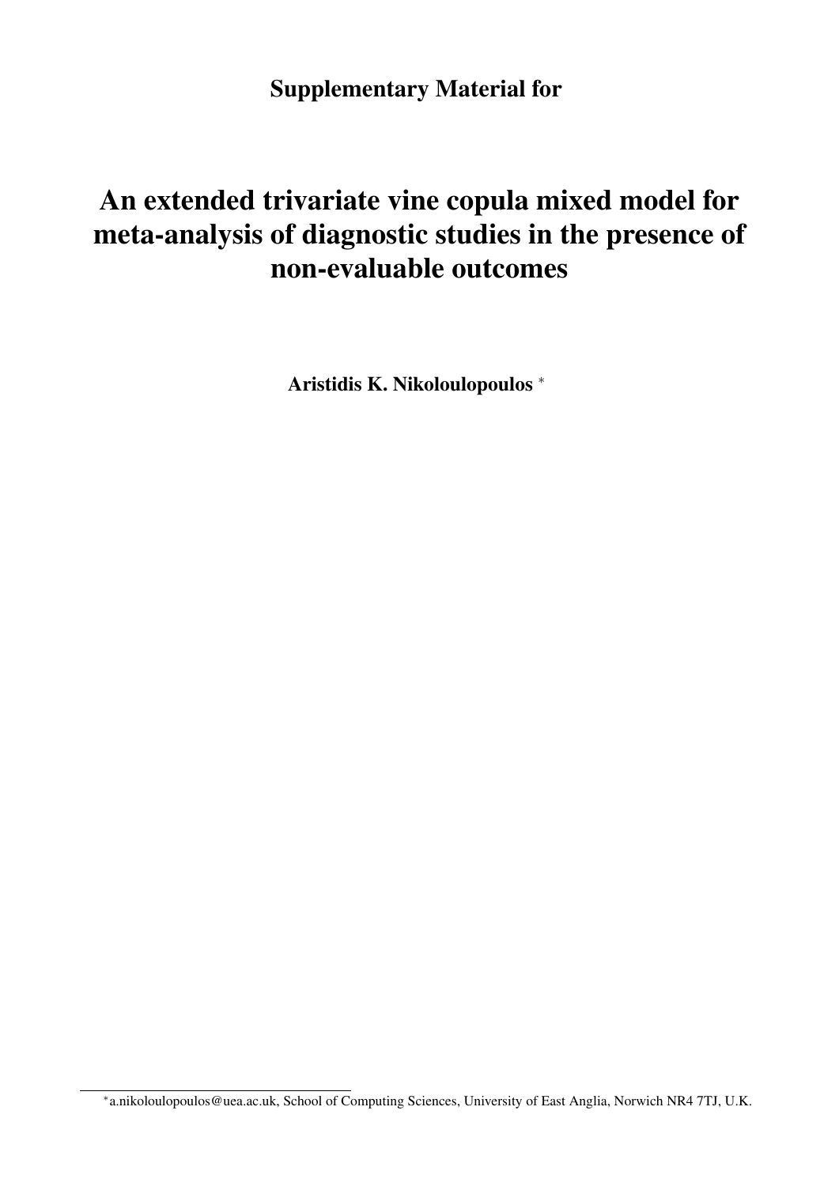**Supplementary Material for**

# An extended trivariate vine copula mixed model for meta-analysis of diagnostic studies in the presence of non-evaluable outcomes

**Aristidis K. Nikoloulopoulos** *

---

*a.nikoloulopoulos@uea.ac.uk, School of Computing Sciences, University of East Anglia, Norwich NR4 7TJ, U.K.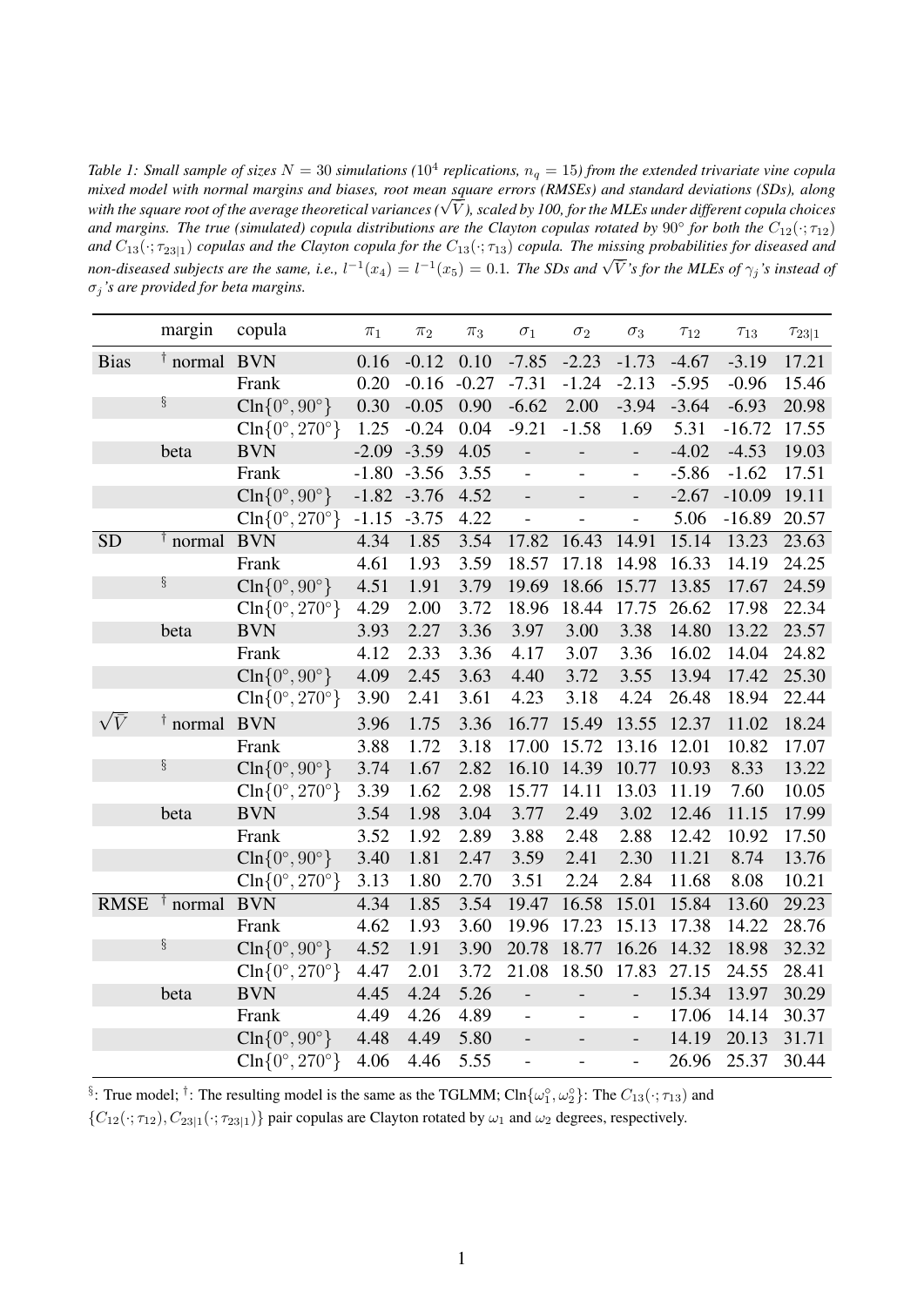*Table 1: Small sample of sizes $N = 30$ simulations ($10^4$ replications, $n_q = 15$) from the extended trivariate vine copula mixed model with normal margins and biases, root mean square errors (RMSEs) and standard deviations (SDs), along with the square root of the average theoretical variances ($\sqrt{V}$), scaled by 100, for the MLEs under different copula choices and margins. The true (simulated) copula distributions are the Clayton copulas rotated by $90°$ for both the $C_{12}(\cdot;\tau_{12})$ and $C_{13}(\cdot;\tau_{23|1})$ copulas and the Clayton copula for the $C_{13}(\cdot;\tau_{13})$ copula. The missing probabilities for diseased and non-diseased subjects are the same, i.e., $l^{-1}(x_4) = l^{-1}(x_5) = 0.1$. The SDs and $\sqrt{V}$'s for the MLEs of $\gamma_j$'s instead of $\sigma_j$'s are provided for beta margins.*

| | margin | copula | $\pi_1$ | $\pi_2$ | $\pi_3$ | $\sigma_1$ | $\sigma_2$ | $\sigma_3$ | $\tau_{12}$ | $\tau_{13}$ | $\tau_{23\|1}$ |
|---|---|---|---|---|---|---|---|---|---|---|---|
| Bias | † normal | BVN | 0.16 | -0.12 | 0.10 | -7.85 | -2.23 | -1.73 | -4.67 | -3.19 | 17.21 |
| | | Frank | 0.20 | -0.16 | -0.27 | -7.31 | -1.24 | -2.13 | -5.95 | -0.96 | 15.46 |
| | § | Cln$\{0°, 90°\}$ | 0.30 | -0.05 | 0.90 | -6.62 | 2.00 | -3.94 | -3.64 | -6.93 | 20.98 |
| | | Cln$\{0°, 270°\}$ | 1.25 | -0.24 | 0.04 | -9.21 | -1.58 | 1.69 | 5.31 | -16.72 | 17.55 |
| | beta | BVN | -2.09 | -3.59 | 4.05 | - | - | - | -4.02 | -4.53 | 19.03 |
| | | Frank | -1.80 | -3.56 | 3.55 | - | - | - | -5.86 | -1.62 | 17.51 |
| | | Cln$\{0°, 90°\}$ | -1.82 | -3.76 | 4.52 | - | - | - | -2.67 | -10.09 | 19.11 |
| | | Cln$\{0°, 270°\}$ | -1.15 | -3.75 | 4.22 | - | - | - | 5.06 | -16.89 | 20.57 |
| SD | † normal | BVN | 4.34 | 1.85 | 3.54 | 17.82 | 16.43 | 14.91 | 15.14 | 13.23 | 23.63 |
| | | Frank | 4.61 | 1.93 | 3.59 | 18.57 | 17.18 | 14.98 | 16.33 | 14.19 | 24.25 |
| | § | Cln$\{0°, 90°\}$ | 4.51 | 1.91 | 3.79 | 19.69 | 18.66 | 15.77 | 13.85 | 17.67 | 24.59 |
| | | Cln$\{0°, 270°\}$ | 4.29 | 2.00 | 3.72 | 18.96 | 18.44 | 17.75 | 26.62 | 17.98 | 22.34 |
| | beta | BVN | 3.93 | 2.27 | 3.36 | 3.97 | 3.00 | 3.38 | 14.80 | 13.22 | 23.57 |
| | | Frank | 4.12 | 2.33 | 3.36 | 4.17 | 3.07 | 3.36 | 16.02 | 14.04 | 24.82 |
| | | Cln$\{0°, 90°\}$ | 4.09 | 2.45 | 3.63 | 4.40 | 3.72 | 3.55 | 13.94 | 17.42 | 25.30 |
| | | Cln$\{0°, 270°\}$ | 3.90 | 2.41 | 3.61 | 4.23 | 3.18 | 4.24 | 26.48 | 18.94 | 22.44 |
| $\sqrt{V}$ | † normal | BVN | 3.96 | 1.75 | 3.36 | 16.77 | 15.49 | 13.55 | 12.37 | 11.02 | 18.24 |
| | | Frank | 3.88 | 1.72 | 3.18 | 17.00 | 15.72 | 13.16 | 12.01 | 10.82 | 17.07 |
| | § | Cln$\{0°, 90°\}$ | 3.74 | 1.67 | 2.82 | 16.10 | 14.39 | 10.77 | 10.93 | 8.33 | 13.22 |
| | | Cln$\{0°, 270°\}$ | 3.39 | 1.62 | 2.98 | 15.77 | 14.11 | 13.03 | 11.19 | 7.60 | 10.05 |
| | beta | BVN | 3.54 | 1.98 | 3.04 | 3.77 | 2.49 | 3.02 | 12.46 | 11.15 | 17.99 |
| | | Frank | 3.52 | 1.92 | 2.89 | 3.88 | 2.48 | 2.88 | 12.42 | 10.92 | 17.50 |
| | | Cln$\{0°, 90°\}$ | 3.40 | 1.81 | 2.47 | 3.59 | 2.41 | 2.30 | 11.21 | 8.74 | 13.76 |
| | | Cln$\{0°, 270°\}$ | 3.13 | 1.80 | 2.70 | 3.51 | 2.24 | 2.84 | 11.68 | 8.08 | 10.21 |
| RMSE | † normal | BVN | 4.34 | 1.85 | 3.54 | 19.47 | 16.58 | 15.01 | 15.84 | 13.60 | 29.23 |
| | | Frank | 4.62 | 1.93 | 3.60 | 19.96 | 17.23 | 15.13 | 17.38 | 14.22 | 28.76 |
| | § | Cln$\{0°, 90°\}$ | 4.52 | 1.91 | 3.90 | 20.78 | 18.77 | 16.26 | 14.32 | 18.98 | 32.32 |
| | | Cln$\{0°, 270°\}$ | 4.47 | 2.01 | 3.72 | 21.08 | 18.50 | 17.83 | 27.15 | 24.55 | 28.41 |
| | beta | BVN | 4.45 | 4.24 | 5.26 | - | - | - | 15.34 | 13.97 | 30.29 |
| | | Frank | 4.49 | 4.26 | 4.89 | - | - | - | 17.06 | 14.14 | 30.37 |
| | | Cln$\{0°, 90°\}$ | 4.48 | 4.49 | 5.80 | - | - | - | 14.19 | 20.13 | 31.71 |
| | | Cln$\{0°, 270°\}$ | 4.06 | 4.46 | 5.55 | - | - | - | 26.96 | 25.37 | 30.44 |

§: True model; †: The resulting model is the same as the TGLMM; Cln$\{\omega_1^\circ, \omega_2^\circ\}$: The $C_{13}(\cdot;\tau_{13})$ and $\{C_{12}(\cdot;\tau_{12}), C_{23|1}(\cdot;\tau_{23|1})\}$ pair copulas are Clayton rotated by $\omega_1$ and $\omega_2$ degrees, respectively.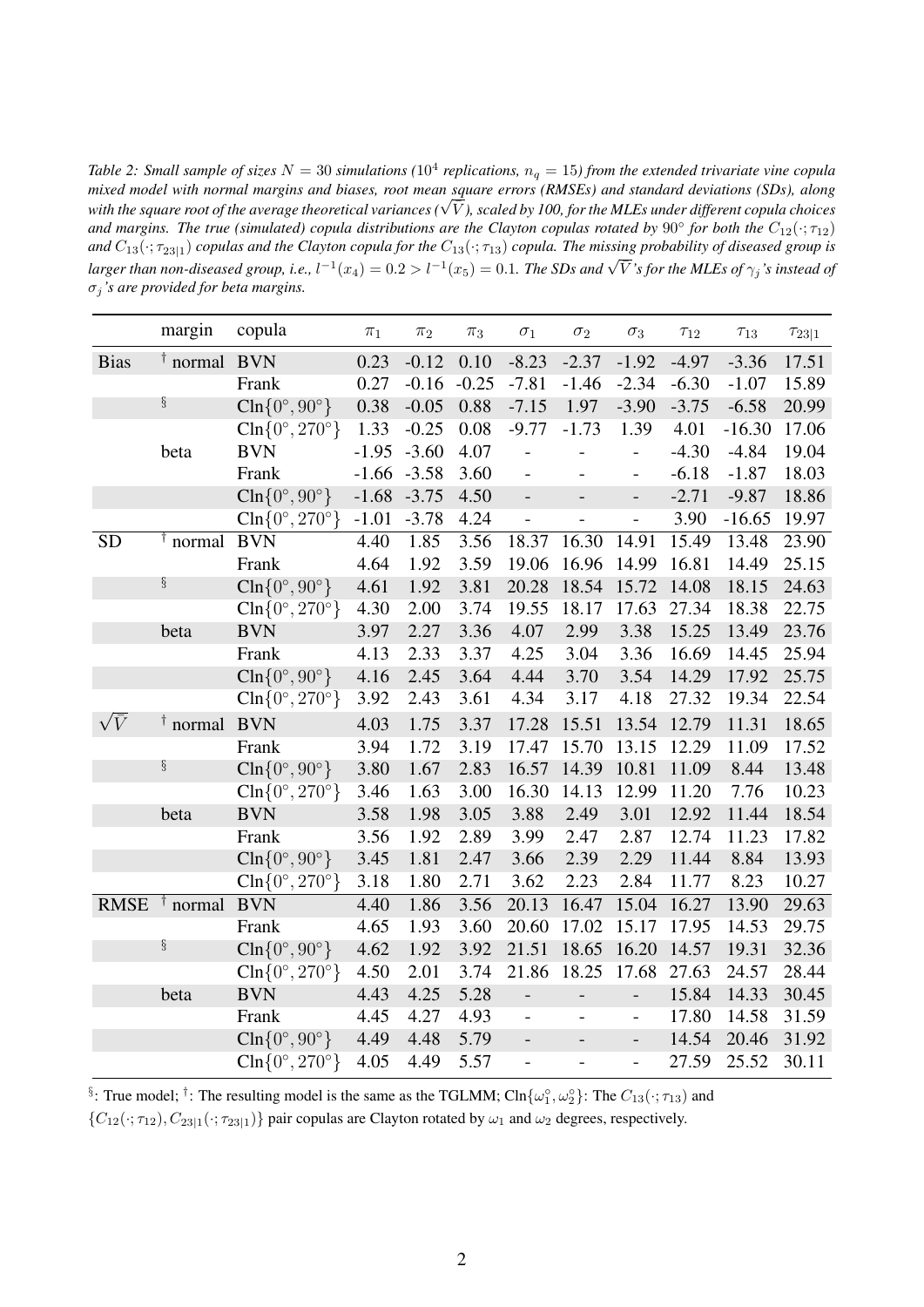*Table 2: Small sample of sizes $N = 30$ simulations ($10^4$ replications, $n_q = 15$) from the extended trivariate vine copula mixed model with normal margins and biases, root mean square errors (RMSEs) and standard deviations (SDs), along with the square root of the average theoretical variances ($\sqrt{V}$), scaled by 100, for the MLEs under different copula choices and margins. The true (simulated) copula distributions are the Clayton copulas rotated by $90°$ for both the $C_{12}(\cdot;\tau_{12})$ and $C_{13}(\cdot;\tau_{23|1})$ copulas and the Clayton copula for the $C_{13}(\cdot;\tau_{13})$ copula. The missing probability of diseased group is larger than non-diseased group, i.e., $l^{-1}(x_4) = 0.2 > l^{-1}(x_5) = 0.1$. The SDs and $\sqrt{V}$'s for the MLEs of $\gamma_j$'s instead of $\sigma_j$'s are provided for beta margins.*

| | margin | copula | $\pi_1$ | $\pi_2$ | $\pi_3$ | $\sigma_1$ | $\sigma_2$ | $\sigma_3$ | $\tau_{12}$ | $\tau_{13}$ | $\tau_{23\|1}$ |
|---|---|---|---|---|---|---|---|---|---|---|---|
| Bias | $^\dagger$ normal | BVN | 0.23 | -0.12 | 0.10 | -8.23 | -2.37 | -1.92 | -4.97 | -3.36 | 17.51 |
| | | Frank | 0.27 | -0.16 | -0.25 | -7.81 | -1.46 | -2.34 | -6.30 | -1.07 | 15.89 |
| | $^\S$ | Cln$\{0°, 90°\}$ | 0.38 | -0.05 | 0.88 | -7.15 | 1.97 | -3.90 | -3.75 | -6.58 | 20.99 |
| | | Cln$\{0°, 270°\}$ | 1.33 | -0.25 | 0.08 | -9.77 | -1.73 | 1.39 | 4.01 | -16.30 | 17.06 |
| | beta | BVN | -1.95 | -3.60 | 4.07 | - | - | - | -4.30 | -4.84 | 19.04 |
| | | Frank | -1.66 | -3.58 | 3.60 | - | - | - | -6.18 | -1.87 | 18.03 |
| | | Cln$\{0°, 90°\}$ | -1.68 | -3.75 | 4.50 | - | - | - | -2.71 | -9.87 | 18.86 |
| | | Cln$\{0°, 270°\}$ | -1.01 | -3.78 | 4.24 | - | - | - | 3.90 | -16.65 | 19.97 |
| SD | $^\dagger$ normal | BVN | 4.40 | 1.85 | 3.56 | 18.37 | 16.30 | 14.91 | 15.49 | 13.48 | 23.90 |
| | | Frank | 4.64 | 1.92 | 3.59 | 19.06 | 16.96 | 14.99 | 16.81 | 14.49 | 25.15 |
| | $^\S$ | Cln$\{0°, 90°\}$ | 4.61 | 1.92 | 3.81 | 20.28 | 18.54 | 15.72 | 14.08 | 18.15 | 24.63 |
| | | Cln$\{0°, 270°\}$ | 4.30 | 2.00 | 3.74 | 19.55 | 18.17 | 17.63 | 27.34 | 18.38 | 22.75 |
| | beta | BVN | 3.97 | 2.27 | 3.36 | 4.07 | 2.99 | 3.38 | 15.25 | 13.49 | 23.76 |
| | | Frank | 4.13 | 2.33 | 3.37 | 4.25 | 3.04 | 3.36 | 16.69 | 14.45 | 25.94 |
| | | Cln$\{0°, 90°\}$ | 4.16 | 2.45 | 3.64 | 4.44 | 3.70 | 3.54 | 14.29 | 17.92 | 25.75 |
| | | Cln$\{0°, 270°\}$ | 3.92 | 2.43 | 3.61 | 4.34 | 3.17 | 4.18 | 27.32 | 19.34 | 22.54 |
| $\sqrt{V}$ | $^\dagger$ normal | BVN | 4.03 | 1.75 | 3.37 | 17.28 | 15.51 | 13.54 | 12.79 | 11.31 | 18.65 |
| | | Frank | 3.94 | 1.72 | 3.19 | 17.47 | 15.70 | 13.15 | 12.29 | 11.09 | 17.52 |
| | $^\S$ | Cln$\{0°, 90°\}$ | 3.80 | 1.67 | 2.83 | 16.57 | 14.39 | 10.81 | 11.09 | 8.44 | 13.48 |
| | | Cln$\{0°, 270°\}$ | 3.46 | 1.63 | 3.00 | 16.30 | 14.13 | 12.99 | 11.20 | 7.76 | 10.23 |
| | beta | BVN | 3.58 | 1.98 | 3.05 | 3.88 | 2.49 | 3.01 | 12.92 | 11.44 | 18.54 |
| | | Frank | 3.56 | 1.92 | 2.89 | 3.99 | 2.47 | 2.87 | 12.74 | 11.23 | 17.82 |
| | | Cln$\{0°, 90°\}$ | 3.45 | 1.81 | 2.47 | 3.66 | 2.39 | 2.29 | 11.44 | 8.84 | 13.93 |
| | | Cln$\{0°, 270°\}$ | 3.18 | 1.80 | 2.71 | 3.62 | 2.23 | 2.84 | 11.77 | 8.23 | 10.27 |
| RMSE | $^\dagger$ normal | BVN | 4.40 | 1.86 | 3.56 | 20.13 | 16.47 | 15.04 | 16.27 | 13.90 | 29.63 |
| | | Frank | 4.65 | 1.93 | 3.60 | 20.60 | 17.02 | 15.17 | 17.95 | 14.53 | 29.75 |
| | $^\S$ | Cln$\{0°, 90°\}$ | 4.62 | 1.92 | 3.92 | 21.51 | 18.65 | 16.20 | 14.57 | 19.31 | 32.36 |
| | | Cln$\{0°, 270°\}$ | 4.50 | 2.01 | 3.74 | 21.86 | 18.25 | 17.68 | 27.63 | 24.57 | 28.44 |
| | beta | BVN | 4.43 | 4.25 | 5.28 | - | - | - | 15.84 | 14.33 | 30.45 |
| | | Frank | 4.45 | 4.27 | 4.93 | - | - | - | 17.80 | 14.58 | 31.59 |
| | | Cln$\{0°, 90°\}$ | 4.49 | 4.48 | 5.79 | - | - | - | 14.54 | 20.46 | 31.92 |
| | | Cln$\{0°, 270°\}$ | 4.05 | 4.49 | 5.57 | - | - | - | 27.59 | 25.52 | 30.11 |

$^\S$: True model; $^\dagger$: The resulting model is the same as the TGLMM; Cln$\{\omega_1^\circ, \omega_2^\circ\}$: The $C_{13}(\cdot;\tau_{13})$ and $\{C_{12}(\cdot;\tau_{12}), C_{23|1}(\cdot;\tau_{23|1})\}$ pair copulas are Clayton rotated by $\omega_1$ and $\omega_2$ degrees, respectively.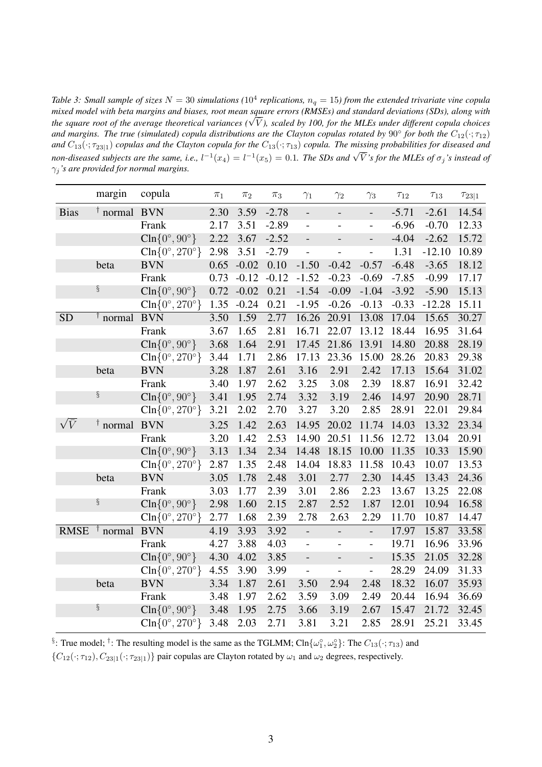*Table 3: Small sample of sizes $N = 30$ simulations ($10^4$ replications, $n_q = 15$) from the extended trivariate vine copula mixed model with beta margins and biases, root mean square errors (RMSEs) and standard deviations (SDs), along with the square root of the average theoretical variances ($\sqrt{V}$), scaled by 100, for the MLEs under different copula choices and margins. The true (simulated) copula distributions are the Clayton copulas rotated by $90°$ for both the $C_{12}(\cdot;\tau_{12})$ and $C_{13}(\cdot;\tau_{23|1})$ copulas and the Clayton copula for the $C_{13}(\cdot;\tau_{13})$ copula. The missing probabilities for diseased and non-diseased subjects are the same, i.e., $l^{-1}(x_4) = l^{-1}(x_5) = 0.1$. The SDs and $\sqrt{V}$'s for the MLEs of $\sigma_j$'s instead of $\gamma_j$'s are provided for normal margins.*

| | margin | copula | $\pi_1$ | $\pi_2$ | $\pi_3$ | $\gamma_1$ | $\gamma_2$ | $\gamma_3$ | $\tau_{12}$ | $\tau_{13}$ | $\tau_{23\|1}$ |
|---|---|---|---|---|---|---|---|---|---|---|---|
| Bias | † normal | BVN | 2.30 | 3.59 | -2.78 | - | - | - | -5.71 | -2.61 | 14.54 |
| | | Frank | 2.17 | 3.51 | -2.89 | - | - | - | -6.96 | -0.70 | 12.33 |
| | | Cln$\{0°, 90°\}$ | 2.22 | 3.67 | -2.52 | - | - | - | -4.04 | -2.62 | 15.72 |
| | | Cln$\{0°, 270°\}$ | 2.98 | 3.51 | -2.79 | - | - | - | 1.31 | -12.10 | 10.89 |
| | beta | BVN | 0.65 | -0.02 | 0.10 | -1.50 | -0.42 | -0.57 | -6.48 | -3.65 | 18.12 |
| | | Frank | 0.73 | -0.12 | -0.12 | -1.52 | -0.23 | -0.69 | -7.85 | -0.99 | 17.17 |
| | § | Cln$\{0°, 90°\}$ | 0.72 | -0.02 | 0.21 | -1.54 | -0.09 | -1.04 | -3.92 | -5.90 | 15.13 |
| | | Cln$\{0°, 270°\}$ | 1.35 | -0.24 | 0.21 | -1.95 | -0.26 | -0.13 | -0.33 | -12.28 | 15.11 |
| SD | † normal | BVN | 3.50 | 1.59 | 2.77 | 16.26 | 20.91 | 13.08 | 17.04 | 15.65 | 30.27 |
| | | Frank | 3.67 | 1.65 | 2.81 | 16.71 | 22.07 | 13.12 | 18.44 | 16.95 | 31.64 |
| | | Cln$\{0°, 90°\}$ | 3.68 | 1.64 | 2.91 | 17.45 | 21.86 | 13.91 | 14.80 | 20.88 | 28.19 |
| | | Cln$\{0°, 270°\}$ | 3.44 | 1.71 | 2.86 | 17.13 | 23.36 | 15.00 | 28.26 | 20.83 | 29.38 |
| | beta | BVN | 3.28 | 1.87 | 2.61 | 3.16 | 2.91 | 2.42 | 17.13 | 15.64 | 31.02 |
| | | Frank | 3.40 | 1.97 | 2.62 | 3.25 | 3.08 | 2.39 | 18.87 | 16.91 | 32.42 |
| | § | Cln$\{0°, 90°\}$ | 3.41 | 1.95 | 2.74 | 3.32 | 3.19 | 2.46 | 14.97 | 20.90 | 28.71 |
| | | Cln$\{0°, 270°\}$ | 3.21 | 2.02 | 2.70 | 3.27 | 3.20 | 2.85 | 28.91 | 22.01 | 29.84 |
| $\sqrt{V}$ | † normal | BVN | 3.25 | 1.42 | 2.63 | 14.95 | 20.02 | 11.74 | 14.03 | 13.32 | 23.34 |
| | | Frank | 3.20 | 1.42 | 2.53 | 14.90 | 20.51 | 11.56 | 12.72 | 13.04 | 20.91 |
| | | Cln$\{0°, 90°\}$ | 3.13 | 1.34 | 2.34 | 14.48 | 18.15 | 10.00 | 11.35 | 10.33 | 15.90 |
| | | Cln$\{0°, 270°\}$ | 2.87 | 1.35 | 2.48 | 14.04 | 18.83 | 11.58 | 10.43 | 10.07 | 13.53 |
| | beta | BVN | 3.05 | 1.78 | 2.48 | 3.01 | 2.77 | 2.30 | 14.45 | 13.43 | 24.36 |
| | | Frank | 3.03 | 1.77 | 2.39 | 3.01 | 2.86 | 2.23 | 13.67 | 13.25 | 22.08 |
| | § | Cln$\{0°, 90°\}$ | 2.98 | 1.60 | 2.15 | 2.87 | 2.52 | 1.87 | 12.01 | 10.94 | 16.58 |
| | | Cln$\{0°, 270°\}$ | 2.77 | 1.68 | 2.39 | 2.78 | 2.63 | 2.29 | 11.70 | 10.87 | 14.47 |
| RMSE | † normal | BVN | 4.19 | 3.93 | 3.92 | - | - | - | 17.97 | 15.87 | 33.58 |
| | | Frank | 4.27 | 3.88 | 4.03 | - | - | - | 19.71 | 16.96 | 33.96 |
| | | Cln$\{0°, 90°\}$ | 4.30 | 4.02 | 3.85 | - | - | - | 15.35 | 21.05 | 32.28 |
| | | Cln$\{0°, 270°\}$ | 4.55 | 3.90 | 3.99 | - | - | - | 28.29 | 24.09 | 31.33 |
| | beta | BVN | 3.34 | 1.87 | 2.61 | 3.50 | 2.94 | 2.48 | 18.32 | 16.07 | 35.93 |
| | | Frank | 3.48 | 1.97 | 2.62 | 3.59 | 3.09 | 2.49 | 20.44 | 16.94 | 36.69 |
| | § | Cln$\{0°, 90°\}$ | 3.48 | 1.95 | 2.75 | 3.66 | 3.19 | 2.67 | 15.47 | 21.72 | 32.45 |
| | | Cln$\{0°, 270°\}$ | 3.48 | 2.03 | 2.71 | 3.81 | 3.21 | 2.85 | 28.91 | 25.21 | 33.45 |

§: True model; †: The resulting model is the same as the TGLMM; Cln$\{\omega_1^\circ, \omega_2^\circ\}$: The $C_{13}(\cdot;\tau_{13})$ and $\{C_{12}(\cdot;\tau_{12}), C_{23|1}(\cdot;\tau_{23|1})\}$ pair copulas are Clayton rotated by $\omega_1$ and $\omega_2$ degrees, respectively.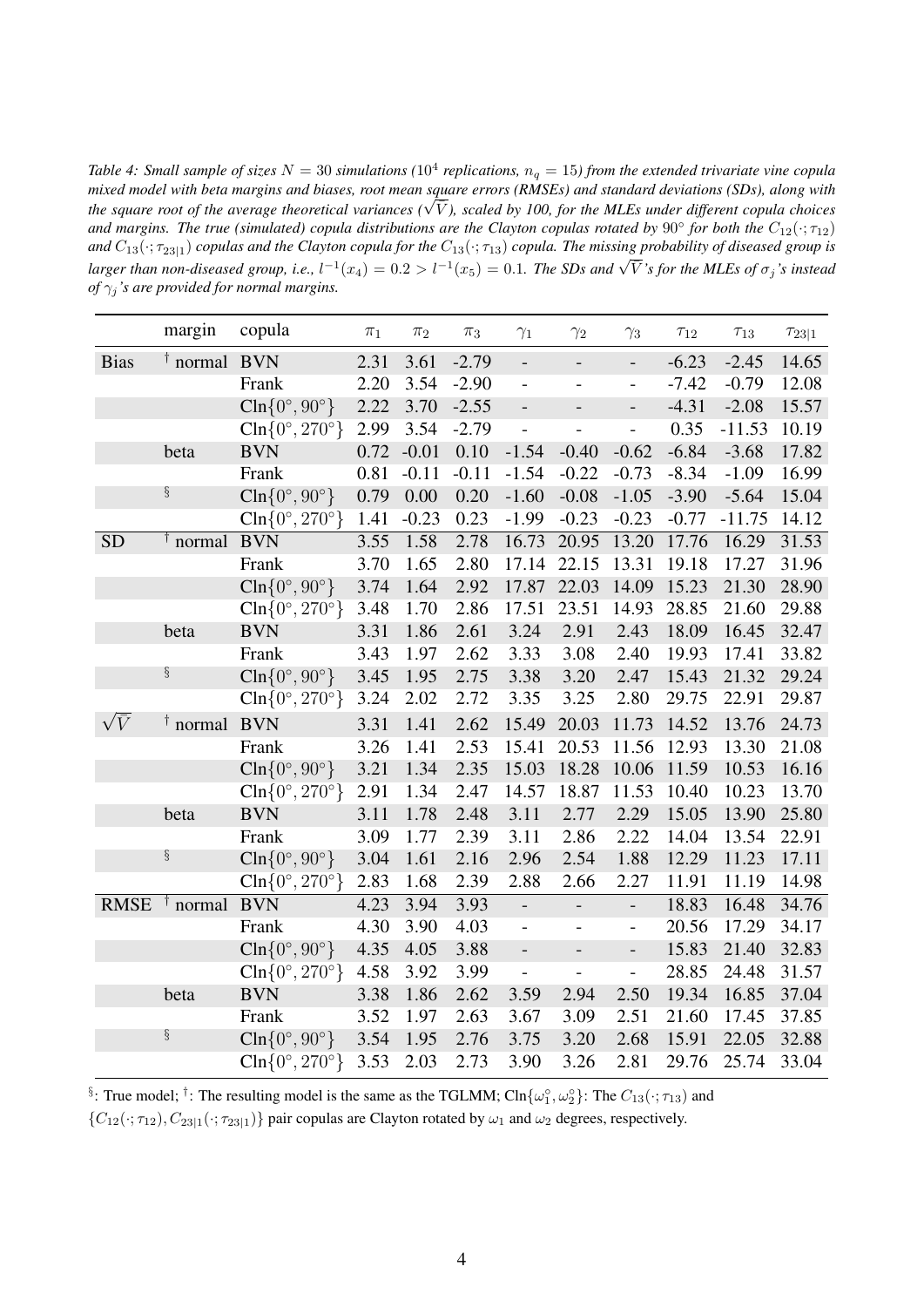*Table 4: Small sample of sizes $N = 30$ simulations ($10^4$ replications, $n_q = 15$) from the extended trivariate vine copula mixed model with beta margins and biases, root mean square errors (RMSEs) and standard deviations (SDs), along with the square root of the average theoretical variances ($\sqrt{\bar{V}}$), scaled by 100, for the MLEs under different copula choices and margins. The true (simulated) copula distributions are the Clayton copulas rotated by 90° for both the $C_{12}(\cdot;\tau_{12})$ and $C_{13}(\cdot;\tau_{23|1})$ copulas and the Clayton copula for the $C_{13}(\cdot;\tau_{13})$ copula. The missing probability of diseased group is larger than non-diseased group, i.e., $l^{-1}(x_4) = 0.2 > l^{-1}(x_5) = 0.1$. The SDs and $\sqrt{\bar{V}}$'s for the MLEs of $\sigma_j$'s instead of $\gamma_j$'s are provided for normal margins.*

| | margin | copula | $\pi_1$ | $\pi_2$ | $\pi_3$ | $\gamma_1$ | $\gamma_2$ | $\gamma_3$ | $\tau_{12}$ | $\tau_{13}$ | $\tau_{23\|1}$ |
|---|---|---|---|---|---|---|---|---|---|---|---|
| Bias | † normal | BVN | 2.31 | 3.61 | -2.79 | - | - | - | -6.23 | -2.45 | 14.65 |
| | | Frank | 2.20 | 3.54 | -2.90 | - | - | - | -7.42 | -0.79 | 12.08 |
| | | Cln{0°, 90°} | 2.22 | 3.70 | -2.55 | - | - | - | -4.31 | -2.08 | 15.57 |
| | | Cln{0°, 270°} | 2.99 | 3.54 | -2.79 | - | - | - | 0.35 | -11.53 | 10.19 |
| | beta | BVN | 0.72 | -0.01 | 0.10 | -1.54 | -0.40 | -0.62 | -6.84 | -3.68 | 17.82 |
| | | Frank | 0.81 | -0.11 | -0.11 | -1.54 | -0.22 | -0.73 | -8.34 | -1.09 | 16.99 |
| | § | Cln{0°, 90°} | 0.79 | 0.00 | 0.20 | -1.60 | -0.08 | -1.05 | -3.90 | -5.64 | 15.04 |
| | | Cln{0°, 270°} | 1.41 | -0.23 | 0.23 | -1.99 | -0.23 | -0.77 | -0.77 | -11.75 | 14.12 |
| SD | † normal | BVN | 3.55 | 1.58 | 2.78 | 16.73 | 20.95 | 13.20 | 17.76 | 16.29 | 31.53 |
| | | Frank | 3.70 | 1.65 | 2.80 | 17.14 | 22.15 | 13.31 | 19.18 | 17.27 | 31.96 |
| | | Cln{0°, 90°} | 3.74 | 1.64 | 2.92 | 17.87 | 22.03 | 14.09 | 15.23 | 21.30 | 28.90 |
| | | Cln{0°, 270°} | 3.48 | 1.70 | 2.86 | 17.51 | 23.51 | 14.93 | 28.85 | 21.60 | 29.88 |
| | beta | BVN | 3.31 | 1.86 | 2.61 | 3.24 | 2.91 | 2.43 | 18.09 | 16.45 | 32.47 |
| | | Frank | 3.43 | 1.97 | 2.62 | 3.33 | 3.08 | 2.40 | 19.93 | 17.41 | 33.82 |
| | § | Cln{0°, 90°} | 3.45 | 1.95 | 2.75 | 3.38 | 3.20 | 2.47 | 15.43 | 21.32 | 29.24 |
| | | Cln{0°, 270°} | 3.24 | 2.02 | 2.72 | 3.35 | 3.25 | 2.80 | 29.75 | 22.91 | 29.87 |
| $\sqrt{\bar{V}}$ | † normal | BVN | 3.31 | 1.41 | 2.62 | 15.49 | 20.03 | 11.73 | 14.52 | 13.76 | 24.73 |
| | | Frank | 3.26 | 1.41 | 2.53 | 15.41 | 20.53 | 11.56 | 12.93 | 13.30 | 21.08 |
| | | Cln{0°, 90°} | 3.21 | 1.34 | 2.35 | 15.03 | 18.28 | 10.06 | 11.59 | 10.53 | 16.16 |
| | | Cln{0°, 270°} | 2.91 | 1.34 | 2.47 | 14.57 | 18.87 | 11.53 | 10.40 | 10.23 | 13.70 |
| | beta | BVN | 3.11 | 1.78 | 2.48 | 3.11 | 2.77 | 2.29 | 15.05 | 13.90 | 25.80 |
| | | Frank | 3.09 | 1.77 | 2.39 | 3.11 | 2.86 | 2.22 | 14.04 | 13.54 | 22.91 |
| | § | Cln{0°, 90°} | 3.04 | 1.61 | 2.16 | 2.96 | 2.54 | 1.88 | 12.29 | 11.23 | 17.11 |
| | | Cln{0°, 270°} | 2.83 | 1.68 | 2.39 | 2.88 | 2.66 | 2.27 | 11.91 | 11.19 | 14.98 |
| RMSE | † normal | BVN | 4.23 | 3.94 | 3.93 | - | - | - | 18.83 | 16.48 | 34.76 |
| | | Frank | 4.30 | 3.90 | 4.03 | - | - | - | 20.56 | 17.29 | 34.17 |
| | | Cln{0°, 90°} | 4.35 | 4.05 | 3.88 | - | - | - | 15.83 | 21.40 | 32.83 |
| | | Cln{0°, 270°} | 4.58 | 3.92 | 3.99 | - | - | - | 28.85 | 24.48 | 31.57 |
| | beta | BVN | 3.38 | 1.86 | 2.62 | 3.59 | 2.94 | 2.50 | 19.34 | 16.85 | 37.04 |
| | | Frank | 3.52 | 1.97 | 2.63 | 3.67 | 3.09 | 2.51 | 21.60 | 17.45 | 37.85 |
| | § | Cln{0°, 90°} | 3.54 | 1.95 | 2.76 | 3.75 | 3.20 | 2.68 | 15.91 | 22.05 | 32.88 |
| | | Cln{0°, 270°} | 3.53 | 2.03 | 2.73 | 3.90 | 3.26 | 2.81 | 29.76 | 25.74 | 33.04 |

§: True model; †: The resulting model is the same as the TGLMM; Cln$\{\omega_1^\circ, \omega_2^\circ\}$: The $C_{13}(\cdot;\tau_{13})$ and $\{C_{12}(\cdot;\tau_{12}), C_{23|1}(\cdot;\tau_{23|1})\}$ pair copulas are Clayton rotated by $\omega_1$ and $\omega_2$ degrees, respectively.